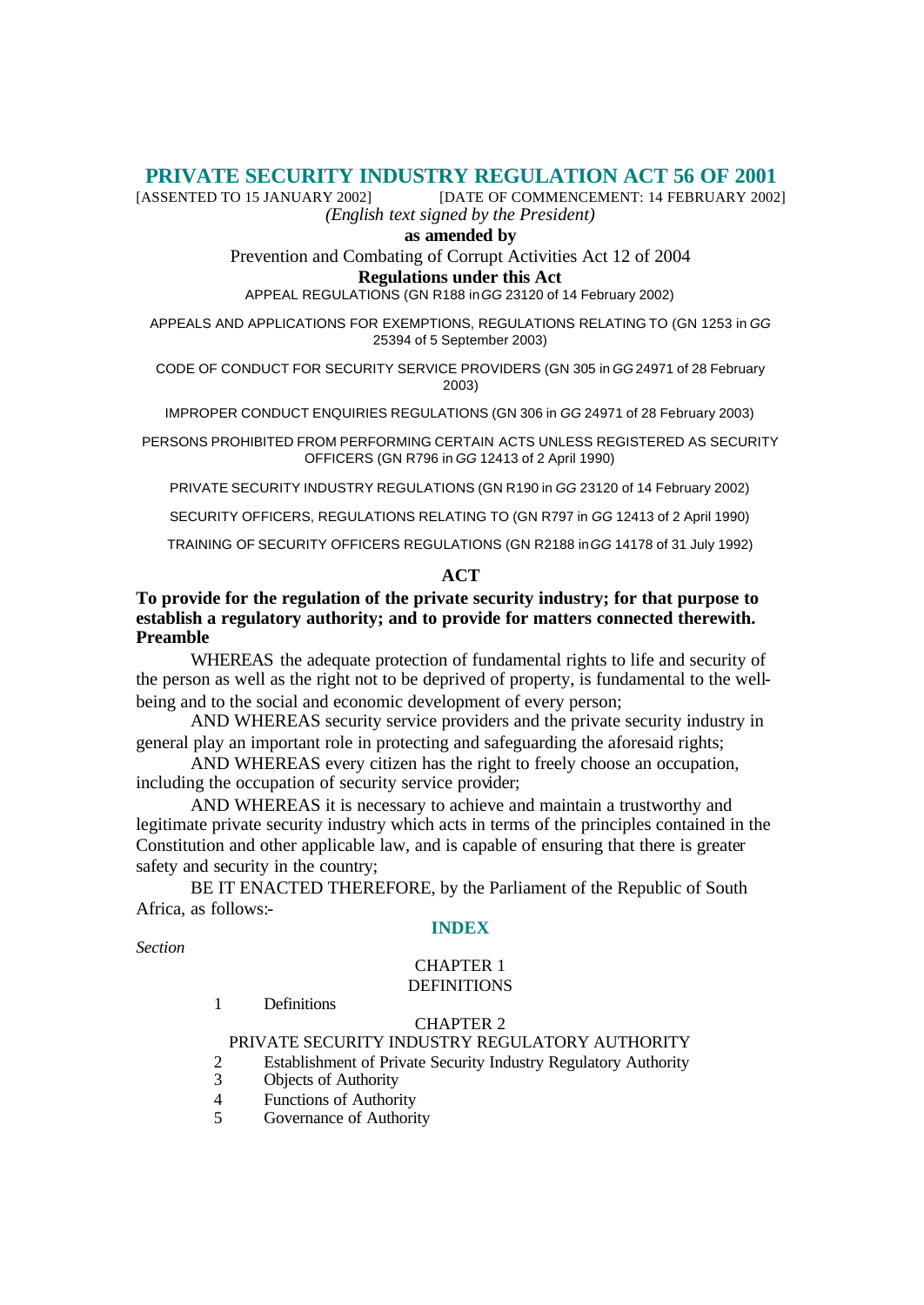# PRIVATE SECURITY INDUSTRY REGULATION ACT 56 OF 2001

[ASSENTED TO 15 JANUARY 2002] [DATE OF COMMENCEMENT: 14 FEBRUARY 2002]

*(English text signed by the President)*

**as amended by**

Prevention and Combating of Corrupt Activities Act 12 of 2004

**Regulations under this Act**

APPEAL REGULATIONS (GN R188 in *GG* 23120 of 14 February 2002)

APPEALS AND APPLICATIONS FOR EXEMPTIONS, REGULATIONS RELATING TO (GN 1253 in *GG* 25394 of 5 September 2003)

CODE OF CONDUCT FOR SECURITY SERVICE PROVIDERS (GN 305 in *GG* 24971 of 28 February 2003)

IMPROPER CONDUCT ENQUIRIES REGULATIONS (GN 306 in *GG* 24971 of 28 February 2003)

PERSONS PROHIBITED FROM PERFORMING CERTAIN ACTS UNLESS REGISTERED AS SECURITY OFFICERS (GN R796 in *GG* 12413 of 2 April 1990)

PRIVATE SECURITY INDUSTRY REGULATIONS (GN R190 in *GG* 23120 of 14 February 2002)

SECURITY OFFICERS, REGULATIONS RELATING TO (GN R797 in *GG* 12413 of 2 April 1990)

TRAINING OF SECURITY OFFICERS REGULATIONS (GN R2188 in *GG* 14178 of 31 July 1992)

## ACT

**To provide for the regulation of the private security industry; for that purpose to establish a regulatory authority; and to provide for matters connected therewith.**

**Preamble**

WHEREAS the adequate protection of fundamental rights to life and security of the person as well as the right not to be deprived of property, is fundamental to the well-being and to the social and economic development of every person;

AND WHEREAS security service providers and the private security industry in general play an important role in protecting and safeguarding the aforesaid rights;

AND WHEREAS every citizen has the right to freely choose an occupation, including the occupation of security service provider;

AND WHEREAS it is necessary to achieve and maintain a trustworthy and legitimate private security industry which acts in terms of the principles contained in the Constitution and other applicable law, and is capable of ensuring that there is greater safety and security in the country;

BE IT ENACTED THEREFORE, by the Parliament of the Republic of South Africa, as follows:-

## INDEX

*Section*

CHAPTER 1
DEFINITIONS

1 Definitions

CHAPTER 2
PRIVATE SECURITY INDUSTRY REGULATORY AUTHORITY

2 Establishment of Private Security Industry Regulatory Authority
3 Objects of Authority
4 Functions of Authority
5 Governance of Authority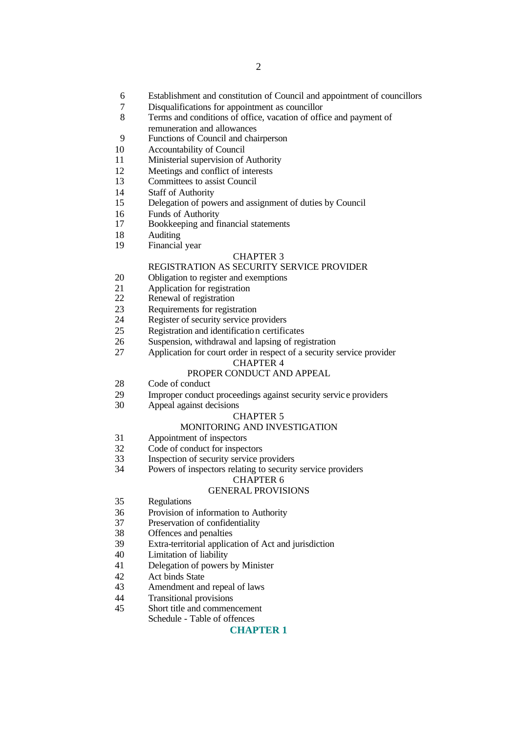6 Establishment and constitution of Council and appointment of councillors
7 Disqualifications for appointment as councillor
8 Terms and conditions of office, vacation of office and payment of remuneration and allowances
9 Functions of Council and chairperson
10 Accountability of Council
11 Ministerial supervision of Authority
12 Meetings and conflict of interests
13 Committees to assist Council
14 Staff of Authority
15 Delegation of powers and assignment of duties by Council
16 Funds of Authority
17 Bookkeeping and financial statements
18 Auditing
19 Financial year

CHAPTER 3

REGISTRATION AS SECURITY SERVICE PROVIDER

20 Obligation to register and exemptions
21 Application for registration
22 Renewal of registration
23 Requirements for registration
24 Register of security service providers
25 Registration and identification certificates
26 Suspension, withdrawal and lapsing of registration
27 Application for court order in respect of a security service provider

CHAPTER 4

PROPER CONDUCT AND APPEAL

28 Code of conduct
29 Improper conduct proceedings against security service providers
30 Appeal against decisions

CHAPTER 5

MONITORING AND INVESTIGATION

31 Appointment of inspectors
32 Code of conduct for inspectors
33 Inspection of security service providers
34 Powers of inspectors relating to security service providers

CHAPTER 6

GENERAL PROVISIONS

35 Regulations
36 Provision of information to Authority
37 Preservation of confidentiality
38 Offences and penalties
39 Extra-territorial application of Act and jurisdiction
40 Limitation of liability
41 Delegation of powers by Minister
42 Act binds State
43 Amendment and repeal of laws
44 Transitional provisions
45 Short title and commencement

Schedule - Table of offences

## CHAPTER 1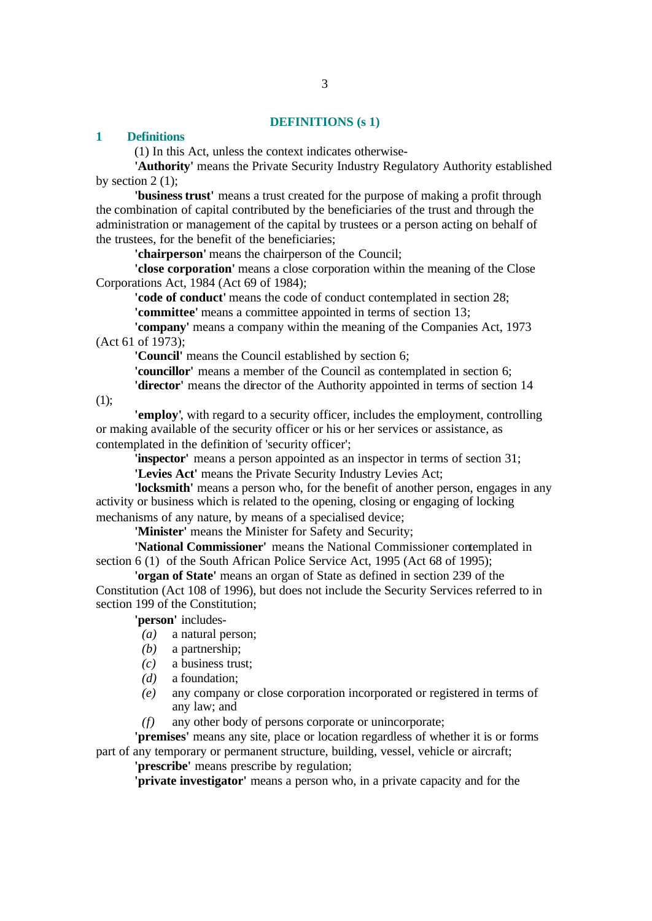## DEFINITIONS (s 1)

### 1 Definitions

(1) In this Act, unless the context indicates otherwise-

**'Authority'** means the Private Security Industry Regulatory Authority established by section 2 (1);

**'business trust'** means a trust created for the purpose of making a profit through the combination of capital contributed by the beneficiaries of the trust and through the administration or management of the capital by trustees or a person acting on behalf of the trustees, for the benefit of the beneficiaries;

**'chairperson'** means the chairperson of the Council;

**'close corporation'** means a close corporation within the meaning of the Close Corporations Act, 1984 (Act 69 of 1984);

**'code of conduct'** means the code of conduct contemplated in section 28;

**'committee'** means a committee appointed in terms of section 13;

**'company'** means a company within the meaning of the Companies Act, 1973 (Act 61 of 1973);

**'Council'** means the Council established by section 6;

**'councillor'** means a member of the Council as contemplated in section 6;

**'director'** means the director of the Authority appointed in terms of section 14 (1);

**'employ'**, with regard to a security officer, includes the employment, controlling or making available of the security officer or his or her services or assistance, as contemplated in the definition of 'security officer';

**'inspector'** means a person appointed as an inspector in terms of section 31;

**'Levies Act'** means the Private Security Industry Levies Act;

**'locksmith'** means a person who, for the benefit of another person, engages in any activity or business which is related to the opening, closing or engaging of locking mechanisms of any nature, by means of a specialised device;

**'Minister'** means the Minister for Safety and Security;

**'National Commissioner'** means the National Commissioner contemplated in section 6 (1) of the South African Police Service Act, 1995 (Act 68 of 1995);

**'organ of State'** means an organ of State as defined in section 239 of the Constitution (Act 108 of 1996), but does not include the Security Services referred to in section 199 of the Constitution;

**'person'** includes-

*(a)* a natural person;

*(b)* a partnership;

*(c)* a business trust;

*(d)* a foundation;

*(e)* any company or close corporation incorporated or registered in terms of any law; and

*(f)* any other body of persons corporate or unincorporate;

**'premises'** means any site, place or location regardless of whether it is or forms part of any temporary or permanent structure, building, vessel, vehicle or aircraft;

**'prescribe'** means prescribe by regulation;

**'private investigator'** means a person who, in a private capacity and for the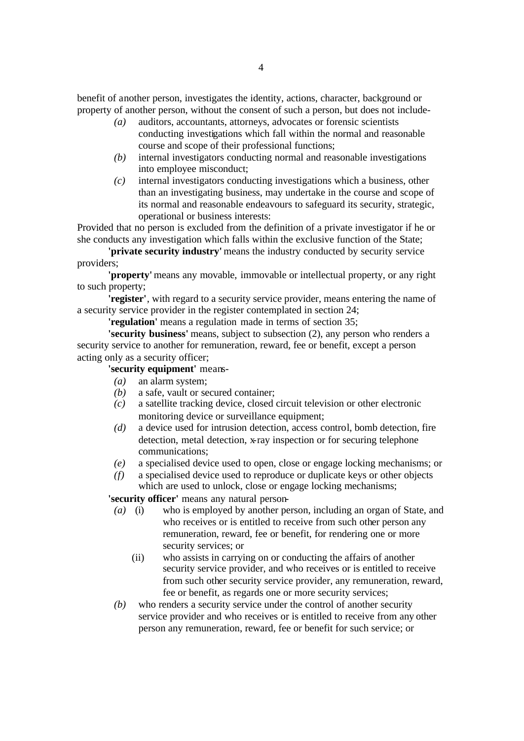benefit of another person, investigates the identity, actions, character, background or property of another person, without the consent of such a person, but does not include-

*(a)* auditors, accountants, attorneys, advocates or forensic scientists conducting investigations which fall within the normal and reasonable course and scope of their professional functions;

*(b)* internal investigators conducting normal and reasonable investigations into employee misconduct;

*(c)* internal investigators conducting investigations which a business, other than an investigating business, may undertake in the course and scope of its normal and reasonable endeavours to safeguard its security, strategic, operational or business interests:

Provided that no person is excluded from the definition of a private investigator if he or she conducts any investigation which falls within the exclusive function of the State;

**'private security industry'** means the industry conducted by security service providers;

**'property'** means any movable, immovable or intellectual property, or any right to such property;

**'register'**, with regard to a security service provider, means entering the name of a security service provider in the register contemplated in section 24;

**'regulation'** means a regulation made in terms of section 35;

**'security business'** means, subject to subsection (2), any person who renders a security service to another for remuneration, reward, fee or benefit, except a person acting only as a security officer;

**'security equipment'** means-

*(a)* an alarm system;

*(b)* a safe, vault or secured container;

*(c)* a satellite tracking device, closed circuit television or other electronic monitoring device or surveillance equipment;

*(d)* a device used for intrusion detection, access control, bomb detection, fire detection, metal detection, x-ray inspection or for securing telephone communications;

*(e)* a specialised device used to open, close or engage locking mechanisms; or

*(f)* a specialised device used to reproduce or duplicate keys or other objects which are used to unlock, close or engage locking mechanisms;

**'security officer'** means any natural person-

*(a)* (i) who is employed by another person, including an organ of State, and who receives or is entitled to receive from such other person any remuneration, reward, fee or benefit, for rendering one or more security services; or

(ii) who assists in carrying on or conducting the affairs of another security service provider, and who receives or is entitled to receive from such other security service provider, any remuneration, reward, fee or benefit, as regards one or more security services;

*(b)* who renders a security service under the control of another security service provider and who receives or is entitled to receive from any other person any remuneration, reward, fee or benefit for such service; or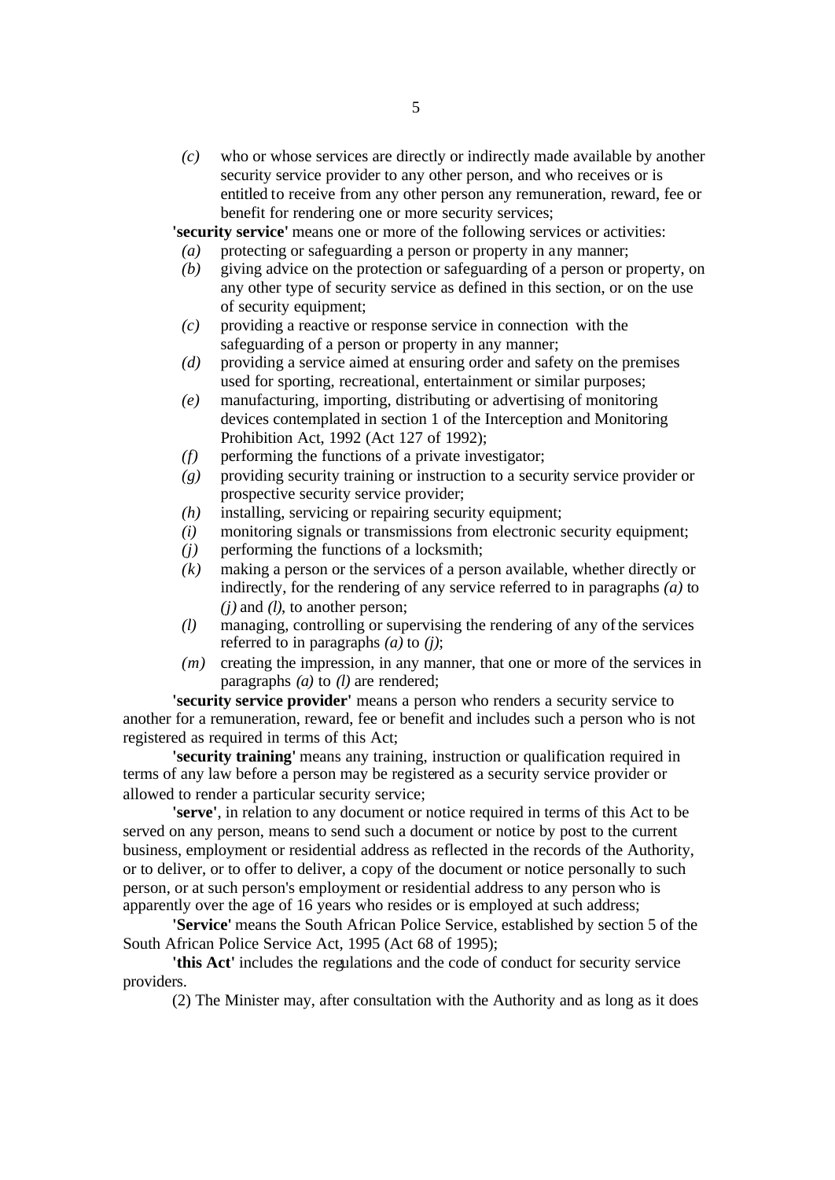*(c)* who or whose services are directly or indirectly made available by another security service provider to any other person, and who receives or is entitled to receive from any other person any remuneration, reward, fee or benefit for rendering one or more security services;

**'security service'** means one or more of the following services or activities:

*(a)* protecting or safeguarding a person or property in any manner;

*(b)* giving advice on the protection or safeguarding of a person or property, on any other type of security service as defined in this section, or on the use of security equipment;

*(c)* providing a reactive or response service in connection with the safeguarding of a person or property in any manner;

*(d)* providing a service aimed at ensuring order and safety on the premises used for sporting, recreational, entertainment or similar purposes;

*(e)* manufacturing, importing, distributing or advertising of monitoring devices contemplated in section 1 of the Interception and Monitoring Prohibition Act, 1992 (Act 127 of 1992);

*(f)* performing the functions of a private investigator;

*(g)* providing security training or instruction to a security service provider or prospective security service provider;

*(h)* installing, servicing or repairing security equipment;

*(i)* monitoring signals or transmissions from electronic security equipment;

*(j)* performing the functions of a locksmith;

*(k)* making a person or the services of a person available, whether directly or indirectly, for the rendering of any service referred to in paragraphs *(a)* to *(j)* and *(l)*, to another person;

*(l)* managing, controlling or supervising the rendering of any of the services referred to in paragraphs *(a)* to *(j)*;

*(m)* creating the impression, in any manner, that one or more of the services in paragraphs *(a)* to *(l)* are rendered;

**'security service provider'** means a person who renders a security service to another for a remuneration, reward, fee or benefit and includes such a person who is not registered as required in terms of this Act;

**'security training'** means any training, instruction or qualification required in terms of any law before a person may be registered as a security service provider or allowed to render a particular security service;

**'serve'**, in relation to any document or notice required in terms of this Act to be served on any person, means to send such a document or notice by post to the current business, employment or residential address as reflected in the records of the Authority, or to deliver, or to offer to deliver, a copy of the document or notice personally to such person, or at such person's employment or residential address to any person who is apparently over the age of 16 years who resides or is employed at such address;

**'Service'** means the South African Police Service, established by section 5 of the South African Police Service Act, 1995 (Act 68 of 1995);

**'this Act'** includes the regulations and the code of conduct for security service providers.

(2) The Minister may, after consultation with the Authority and as long as it does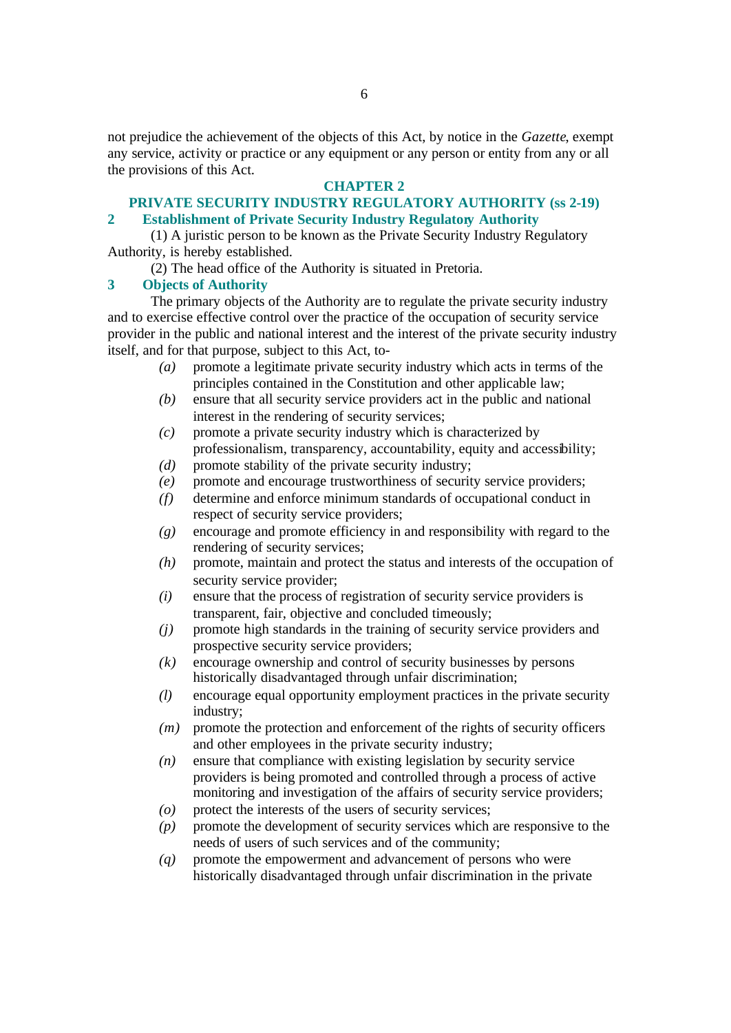not prejudice the achievement of the objects of this Act, by notice in the *Gazette*, exempt any service, activity or practice or any equipment or any person or entity from any or all the provisions of this Act.

## CHAPTER 2

## PRIVATE SECURITY INDUSTRY REGULATORY AUTHORITY (ss 2-19)

### 2 Establishment of Private Security Industry Regulatory Authority

(1) A juristic person to be known as the Private Security Industry Regulatory Authority, is hereby established.

(2) The head office of the Authority is situated in Pretoria.

### 3 Objects of Authority

The primary objects of the Authority are to regulate the private security industry and to exercise effective control over the practice of the occupation of security service provider in the public and national interest and the interest of the private security industry itself, and for that purpose, subject to this Act, to-

*(a)* promote a legitimate private security industry which acts in terms of the principles contained in the Constitution and other applicable law;

*(b)* ensure that all security service providers act in the public and national interest in the rendering of security services;

*(c)* promote a private security industry which is characterized by professionalism, transparency, accountability, equity and accessibility;

*(d)* promote stability of the private security industry;

*(e)* promote and encourage trustworthiness of security service providers;

*(f)* determine and enforce minimum standards of occupational conduct in respect of security service providers;

*(g)* encourage and promote efficiency in and responsibility with regard to the rendering of security services;

*(h)* promote, maintain and protect the status and interests of the occupation of security service provider;

*(i)* ensure that the process of registration of security service providers is transparent, fair, objective and concluded timeously;

*(j)* promote high standards in the training of security service providers and prospective security service providers;

*(k)* encourage ownership and control of security businesses by persons historically disadvantaged through unfair discrimination;

*(l)* encourage equal opportunity employment practices in the private security industry;

*(m)* promote the protection and enforcement of the rights of security officers and other employees in the private security industry;

*(n)* ensure that compliance with existing legislation by security service providers is being promoted and controlled through a process of active monitoring and investigation of the affairs of security service providers;

*(o)* protect the interests of the users of security services;

*(p)* promote the development of security services which are responsive to the needs of users of such services and of the community;

*(q)* promote the empowerment and advancement of persons who were historically disadvantaged through unfair discrimination in the private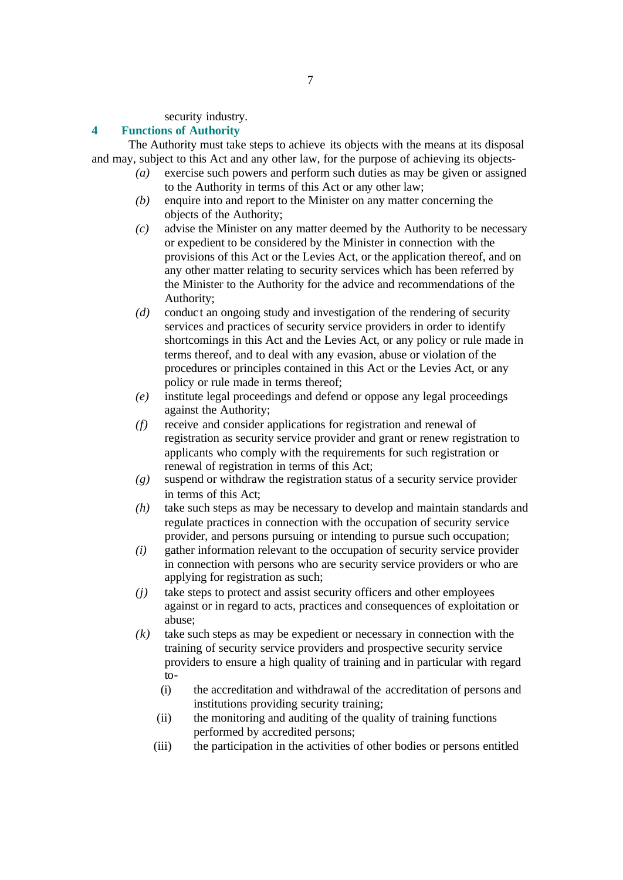security industry.

## 4 Functions of Authority

The Authority must take steps to achieve its objects with the means at its disposal and may, subject to this Act and any other law, for the purpose of achieving its objects-

*(a)* exercise such powers and perform such duties as may be given or assigned to the Authority in terms of this Act or any other law;

*(b)* enquire into and report to the Minister on any matter concerning the objects of the Authority;

*(c)* advise the Minister on any matter deemed by the Authority to be necessary or expedient to be considered by the Minister in connection with the provisions of this Act or the Levies Act, or the application thereof, and on any other matter relating to security services which has been referred by the Minister to the Authority for the advice and recommendations of the Authority;

*(d)* conduct an ongoing study and investigation of the rendering of security services and practices of security service providers in order to identify shortcomings in this Act and the Levies Act, or any policy or rule made in terms thereof, and to deal with any evasion, abuse or violation of the procedures or principles contained in this Act or the Levies Act, or any policy or rule made in terms thereof;

*(e)* institute legal proceedings and defend or oppose any legal proceedings against the Authority;

*(f)* receive and consider applications for registration and renewal of registration as security service provider and grant or renew registration to applicants who comply with the requirements for such registration or renewal of registration in terms of this Act;

*(g)* suspend or withdraw the registration status of a security service provider in terms of this Act;

*(h)* take such steps as may be necessary to develop and maintain standards and regulate practices in connection with the occupation of security service provider, and persons pursuing or intending to pursue such occupation;

*(i)* gather information relevant to the occupation of security service provider in connection with persons who are security service providers or who are applying for registration as such;

*(j)* take steps to protect and assist security officers and other employees against or in regard to acts, practices and consequences of exploitation or abuse;

*(k)* take such steps as may be expedient or necessary in connection with the training of security service providers and prospective security service providers to ensure a high quality of training and in particular with regard to-

  (i) the accreditation and withdrawal of the accreditation of persons and institutions providing security training;

  (ii) the monitoring and auditing of the quality of training functions performed by accredited persons;

  (iii) the participation in the activities of other bodies or persons entitled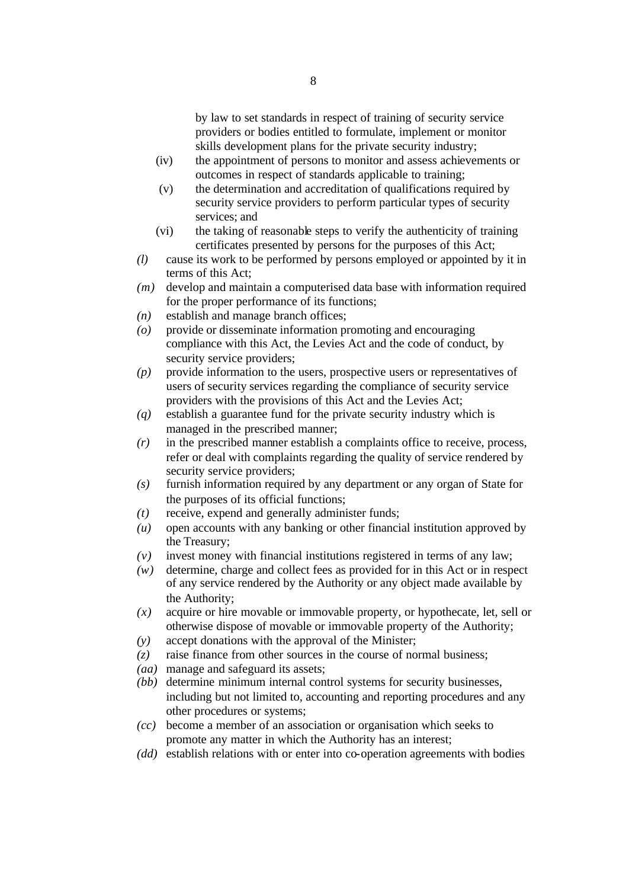by law to set standards in respect of training of security service providers or bodies entitled to formulate, implement or monitor skills development plans for the private security industry;

(iv) the appointment of persons to monitor and assess achievements or outcomes in respect of standards applicable to training;

(v) the determination and accreditation of qualifications required by security service providers to perform particular types of security services; and

(vi) the taking of reasonable steps to verify the authenticity of training certificates presented by persons for the purposes of this Act;

*(l)* cause its work to be performed by persons employed or appointed by it in terms of this Act;

*(m)* develop and maintain a computerised data base with information required for the proper performance of its functions;

*(n)* establish and manage branch offices;

*(o)* provide or disseminate information promoting and encouraging compliance with this Act, the Levies Act and the code of conduct, by security service providers;

*(p)* provide information to the users, prospective users or representatives of users of security services regarding the compliance of security service providers with the provisions of this Act and the Levies Act;

*(q)* establish a guarantee fund for the private security industry which is managed in the prescribed manner;

*(r)* in the prescribed manner establish a complaints office to receive, process, refer or deal with complaints regarding the quality of service rendered by security service providers;

*(s)* furnish information required by any department or any organ of State for the purposes of its official functions;

*(t)* receive, expend and generally administer funds;

*(u)* open accounts with any banking or other financial institution approved by the Treasury;

*(v)* invest money with financial institutions registered in terms of any law;

*(w)* determine, charge and collect fees as provided for in this Act or in respect of any service rendered by the Authority or any object made available by the Authority;

*(x)* acquire or hire movable or immovable property, or hypothecate, let, sell or otherwise dispose of movable or immovable property of the Authority;

*(y)* accept donations with the approval of the Minister;

*(z)* raise finance from other sources in the course of normal business;

*(aa)* manage and safeguard its assets;

*(bb)* determine minimum internal control systems for security businesses, including but not limited to, accounting and reporting procedures and any other procedures or systems;

*(cc)* become a member of an association or organisation which seeks to promote any matter in which the Authority has an interest;

*(dd)* establish relations with or enter into co-operation agreements with bodies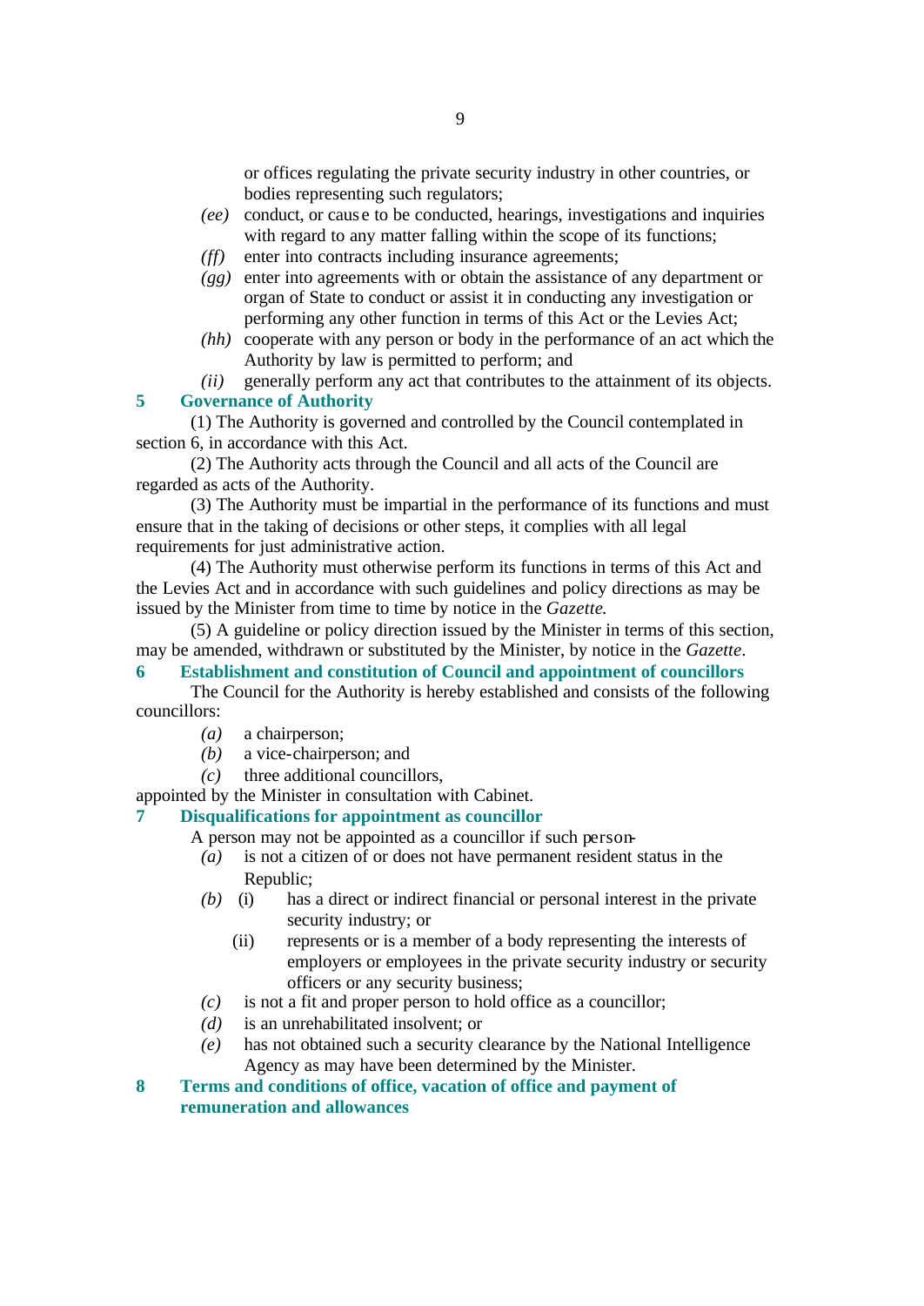or offices regulating the private security industry in other countries, or bodies representing such regulators;

*(ee)* conduct, or cause to be conducted, hearings, investigations and inquiries with regard to any matter falling within the scope of its functions;

*(ff)* enter into contracts including insurance agreements;

*(gg)* enter into agreements with or obtain the assistance of any department or organ of State to conduct or assist it in conducting any investigation or performing any other function in terms of this Act or the Levies Act;

*(hh)* cooperate with any person or body in the performance of an act which the Authority by law is permitted to perform; and

*(ii)* generally perform any act that contributes to the attainment of its objects.

## 5 Governance of Authority

(1) The Authority is governed and controlled by the Council contemplated in section 6, in accordance with this Act.

(2) The Authority acts through the Council and all acts of the Council are regarded as acts of the Authority.

(3) The Authority must be impartial in the performance of its functions and must ensure that in the taking of decisions or other steps, it complies with all legal requirements for just administrative action.

(4) The Authority must otherwise perform its functions in terms of this Act and the Levies Act and in accordance with such guidelines and policy directions as may be issued by the Minister from time to time by notice in the *Gazette*.

(5) A guideline or policy direction issued by the Minister in terms of this section, may be amended, withdrawn or substituted by the Minister, by notice in the *Gazette*.

## 6 Establishment and constitution of Council and appointment of councillors

The Council for the Authority is hereby established and consists of the following councillors:

*(a)* a chairperson;

*(b)* a vice-chairperson; and

*(c)* three additional councillors,

appointed by the Minister in consultation with Cabinet.

## 7 Disqualifications for appointment as councillor

A person may not be appointed as a councillor if such person-

*(a)* is not a citizen of or does not have permanent resident status in the Republic;

*(b)* (i) has a direct or indirect financial or personal interest in the private security industry; or

(ii) represents or is a member of a body representing the interests of employers or employees in the private security industry or security officers or any security business;

*(c)* is not a fit and proper person to hold office as a councillor;

*(d)* is an unrehabilitated insolvent; or

*(e)* has not obtained such a security clearance by the National Intelligence Agency as may have been determined by the Minister.

## 8 Terms and conditions of office, vacation of office and payment of remuneration and allowances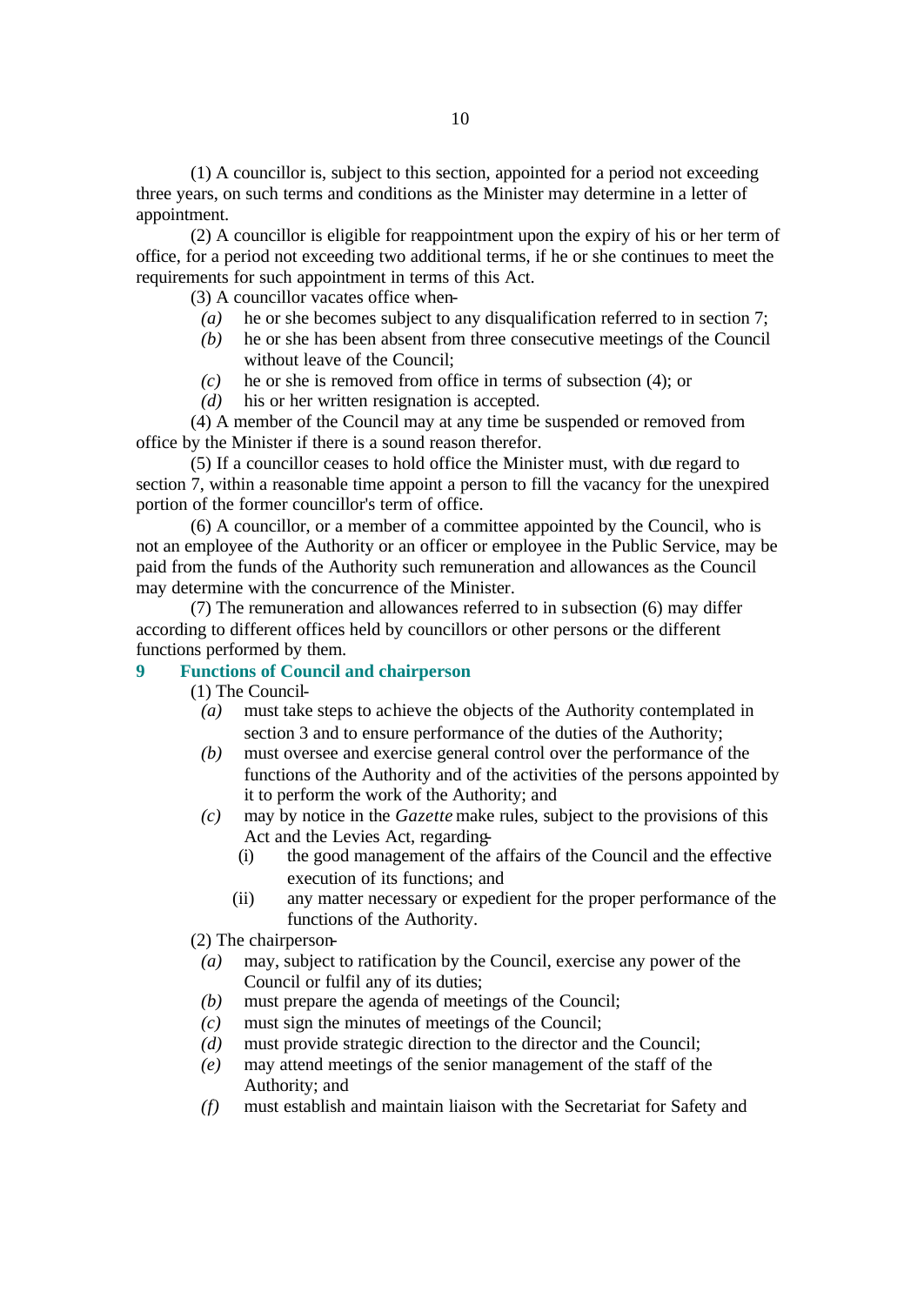(1) A councillor is, subject to this section, appointed for a period not exceeding three years, on such terms and conditions as the Minister may determine in a letter of appointment.

(2) A councillor is eligible for reappointment upon the expiry of his or her term of office, for a period not exceeding two additional terms, if he or she continues to meet the requirements for such appointment in terms of this Act.

(3) A councillor vacates office when-

*(a)* he or she becomes subject to any disqualification referred to in section 7;

*(b)* he or she has been absent from three consecutive meetings of the Council without leave of the Council;

*(c)* he or she is removed from office in terms of subsection (4); or

*(d)* his or her written resignation is accepted.

(4) A member of the Council may at any time be suspended or removed from office by the Minister if there is a sound reason therefor.

(5) If a councillor ceases to hold office the Minister must, with due regard to section 7, within a reasonable time appoint a person to fill the vacancy for the unexpired portion of the former councillor's term of office.

(6) A councillor, or a member of a committee appointed by the Council, who is not an employee of the Authority or an officer or employee in the Public Service, may be paid from the funds of the Authority such remuneration and allowances as the Council may determine with the concurrence of the Minister.

(7) The remuneration and allowances referred to in subsection (6) may differ according to different offices held by councillors or other persons or the different functions performed by them.

## 9 Functions of Council and chairperson

(1) The Council-

*(a)* must take steps to achieve the objects of the Authority contemplated in section 3 and to ensure performance of the duties of the Authority;

*(b)* must oversee and exercise general control over the performance of the functions of the Authority and of the activities of the persons appointed by it to perform the work of the Authority; and

*(c)* may by notice in the *Gazette* make rules, subject to the provisions of this Act and the Levies Act, regarding-

(i) the good management of the affairs of the Council and the effective execution of its functions; and

(ii) any matter necessary or expedient for the proper performance of the functions of the Authority.

(2) The chairperson-

*(a)* may, subject to ratification by the Council, exercise any power of the Council or fulfil any of its duties;

*(b)* must prepare the agenda of meetings of the Council;

*(c)* must sign the minutes of meetings of the Council;

*(d)* must provide strategic direction to the director and the Council;

*(e)* may attend meetings of the senior management of the staff of the Authority; and

*(f)* must establish and maintain liaison with the Secretariat for Safety and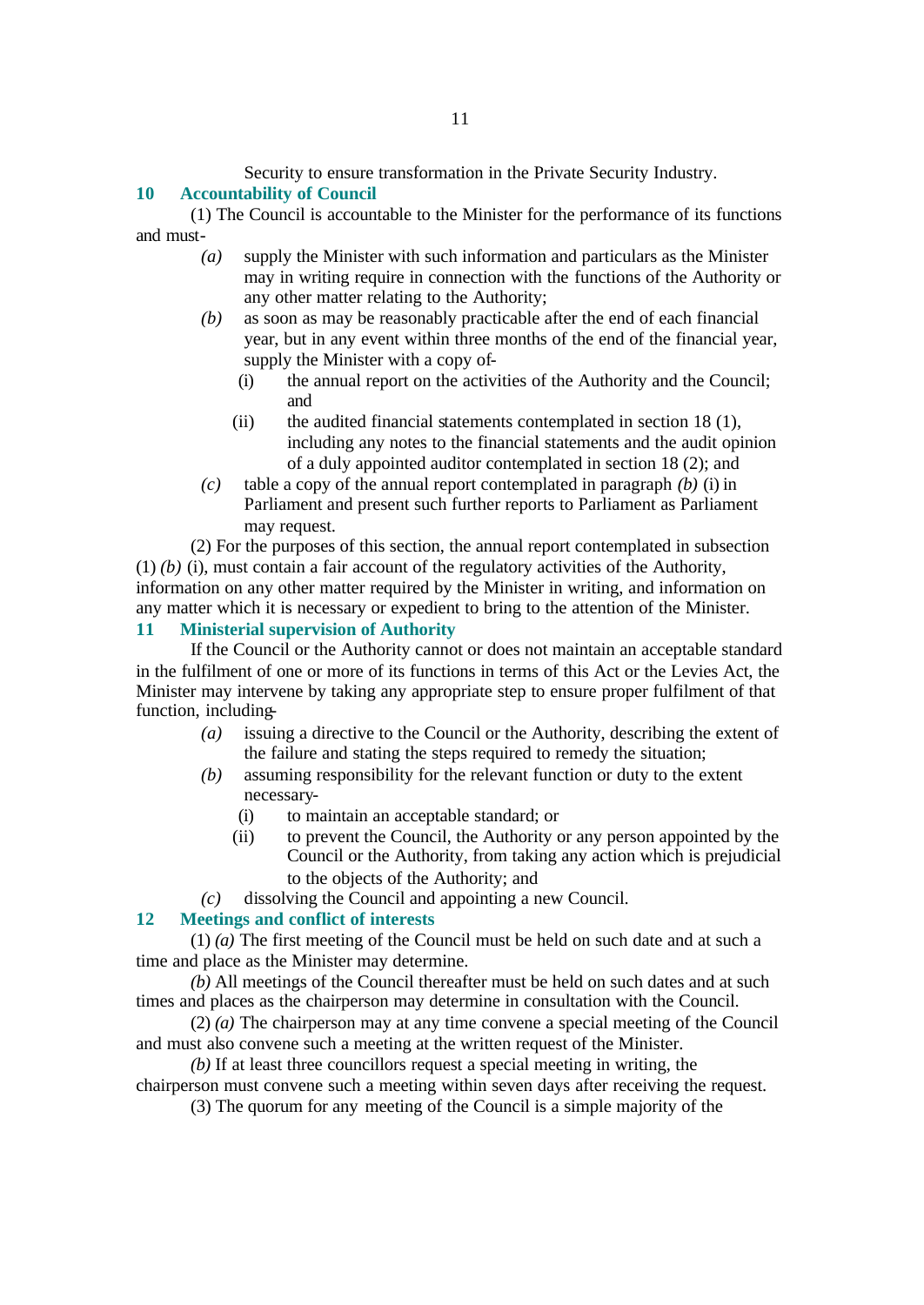Security to ensure transformation in the Private Security Industry.

## 10 Accountability of Council

(1) The Council is accountable to the Minister for the performance of its functions and must-

*(a)* supply the Minister with such information and particulars as the Minister may in writing require in connection with the functions of the Authority or any other matter relating to the Authority;

*(b)* as soon as may be reasonably practicable after the end of each financial year, but in any event within three months of the end of the financial year, supply the Minister with a copy of-

(i) the annual report on the activities of the Authority and the Council; and

(ii) the audited financial statements contemplated in section 18 (1), including any notes to the financial statements and the audit opinion of a duly appointed auditor contemplated in section 18 (2); and

*(c)* table a copy of the annual report contemplated in paragraph *(b)* (i) in Parliament and present such further reports to Parliament as Parliament may request.

(2) For the purposes of this section, the annual report contemplated in subsection (1) *(b)* (i), must contain a fair account of the regulatory activities of the Authority, information on any other matter required by the Minister in writing, and information on any matter which it is necessary or expedient to bring to the attention of the Minister.

## 11 Ministerial supervision of Authority

If the Council or the Authority cannot or does not maintain an acceptable standard in the fulfilment of one or more of its functions in terms of this Act or the Levies Act, the Minister may intervene by taking any appropriate step to ensure proper fulfilment of that function, including-

*(a)* issuing a directive to the Council or the Authority, describing the extent of the failure and stating the steps required to remedy the situation;

*(b)* assuming responsibility for the relevant function or duty to the extent necessary-

(i) to maintain an acceptable standard; or

(ii) to prevent the Council, the Authority or any person appointed by the Council or the Authority, from taking any action which is prejudicial to the objects of the Authority; and

*(c)* dissolving the Council and appointing a new Council.

## 12 Meetings and conflict of interests

(1) *(a)* The first meeting of the Council must be held on such date and at such a time and place as the Minister may determine.

*(b)* All meetings of the Council thereafter must be held on such dates and at such times and places as the chairperson may determine in consultation with the Council.

(2) *(a)* The chairperson may at any time convene a special meeting of the Council and must also convene such a meeting at the written request of the Minister.

*(b)* If at least three councillors request a special meeting in writing, the chairperson must convene such a meeting within seven days after receiving the request.

(3) The quorum for any meeting of the Council is a simple majority of the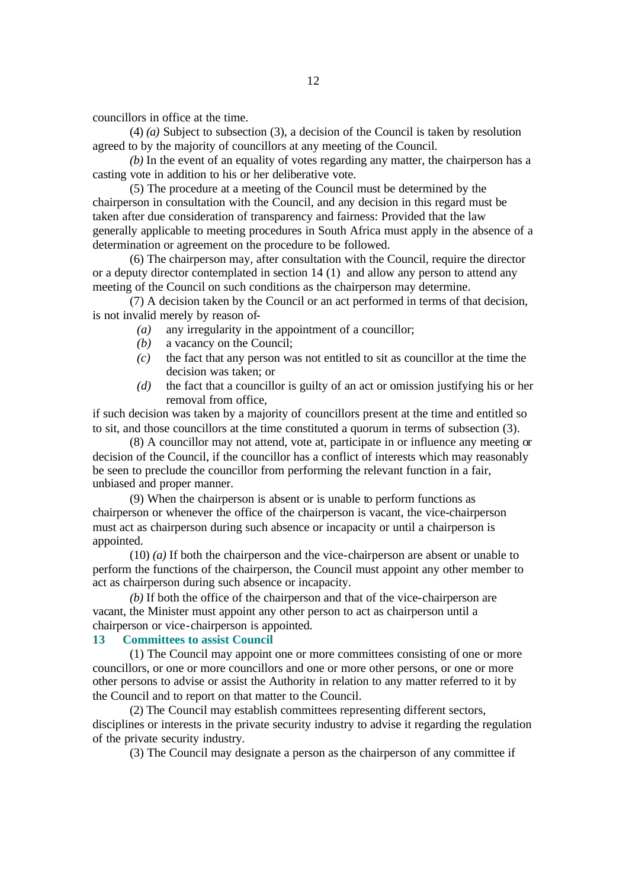councillors in office at the time.

(4) *(a)* Subject to subsection (3), a decision of the Council is taken by resolution agreed to by the majority of councillors at any meeting of the Council.

*(b)* In the event of an equality of votes regarding any matter, the chairperson has a casting vote in addition to his or her deliberative vote.

(5) The procedure at a meeting of the Council must be determined by the chairperson in consultation with the Council, and any decision in this regard must be taken after due consideration of transparency and fairness: Provided that the law generally applicable to meeting procedures in South Africa must apply in the absence of a determination or agreement on the procedure to be followed.

(6) The chairperson may, after consultation with the Council, require the director or a deputy director contemplated in section 14 (1) and allow any person to attend any meeting of the Council on such conditions as the chairperson may determine.

(7) A decision taken by the Council or an act performed in terms of that decision, is not invalid merely by reason of-

*(a)* any irregularity in the appointment of a councillor;

*(b)* a vacancy on the Council;

*(c)* the fact that any person was not entitled to sit as councillor at the time the decision was taken; or

*(d)* the fact that a councillor is guilty of an act or omission justifying his or her removal from office,

if such decision was taken by a majority of councillors present at the time and entitled so to sit, and those councillors at the time constituted a quorum in terms of subsection (3).

(8) A councillor may not attend, vote at, participate in or influence any meeting or decision of the Council, if the councillor has a conflict of interests which may reasonably be seen to preclude the councillor from performing the relevant function in a fair, unbiased and proper manner.

(9) When the chairperson is absent or is unable to perform functions as chairperson or whenever the office of the chairperson is vacant, the vice-chairperson must act as chairperson during such absence or incapacity or until a chairperson is appointed.

(10) *(a)* If both the chairperson and the vice-chairperson are absent or unable to perform the functions of the chairperson, the Council must appoint any other member to act as chairperson during such absence or incapacity.

*(b)* If both the office of the chairperson and that of the vice-chairperson are vacant, the Minister must appoint any other person to act as chairperson until a chairperson or vice-chairperson is appointed.

### 13 Committees to assist Council

(1) The Council may appoint one or more committees consisting of one or more councillors, or one or more councillors and one or more other persons, or one or more other persons to advise or assist the Authority in relation to any matter referred to it by the Council and to report on that matter to the Council.

(2) The Council may establish committees representing different sectors, disciplines or interests in the private security industry to advise it regarding the regulation of the private security industry.

(3) The Council may designate a person as the chairperson of any committee if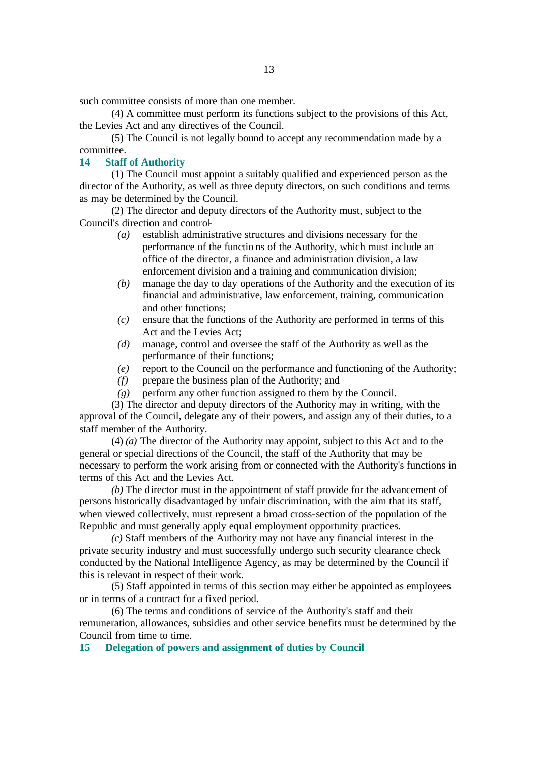such committee consists of more than one member.

(4) A committee must perform its functions subject to the provisions of this Act, the Levies Act and any directives of the Council.

(5) The Council is not legally bound to accept any recommendation made by a committee.

### 14 Staff of Authority

(1) The Council must appoint a suitably qualified and experienced person as the director of the Authority, as well as three deputy directors, on such conditions and terms as may be determined by the Council.

(2) The director and deputy directors of the Authority must, subject to the Council's direction and control-

*(a)* establish administrative structures and divisions necessary for the performance of the functions of the Authority, which must include an office of the director, a finance and administration division, a law enforcement division and a training and communication division;

*(b)* manage the day to day operations of the Authority and the execution of its financial and administrative, law enforcement, training, communication and other functions;

*(c)* ensure that the functions of the Authority are performed in terms of this Act and the Levies Act;

*(d)* manage, control and oversee the staff of the Authority as well as the performance of their functions;

*(e)* report to the Council on the performance and functioning of the Authority;

*(f)* prepare the business plan of the Authority; and

*(g)* perform any other function assigned to them by the Council.

(3) The director and deputy directors of the Authority may in writing, with the approval of the Council, delegate any of their powers, and assign any of their duties, to a staff member of the Authority.

(4) *(a)* The director of the Authority may appoint, subject to this Act and to the general or special directions of the Council, the staff of the Authority that may be necessary to perform the work arising from or connected with the Authority's functions in terms of this Act and the Levies Act.

*(b)* The director must in the appointment of staff provide for the advancement of persons historically disadvantaged by unfair discrimination, with the aim that its staff, when viewed collectively, must represent a broad cross-section of the population of the Republic and must generally apply equal employment opportunity practices.

*(c)* Staff members of the Authority may not have any financial interest in the private security industry and must successfully undergo such security clearance check conducted by the National Intelligence Agency, as may be determined by the Council if this is relevant in respect of their work.

(5) Staff appointed in terms of this section may either be appointed as employees or in terms of a contract for a fixed period.

(6) The terms and conditions of service of the Authority's staff and their remuneration, allowances, subsidies and other service benefits must be determined by the Council from time to time.

### 15 Delegation of powers and assignment of duties by Council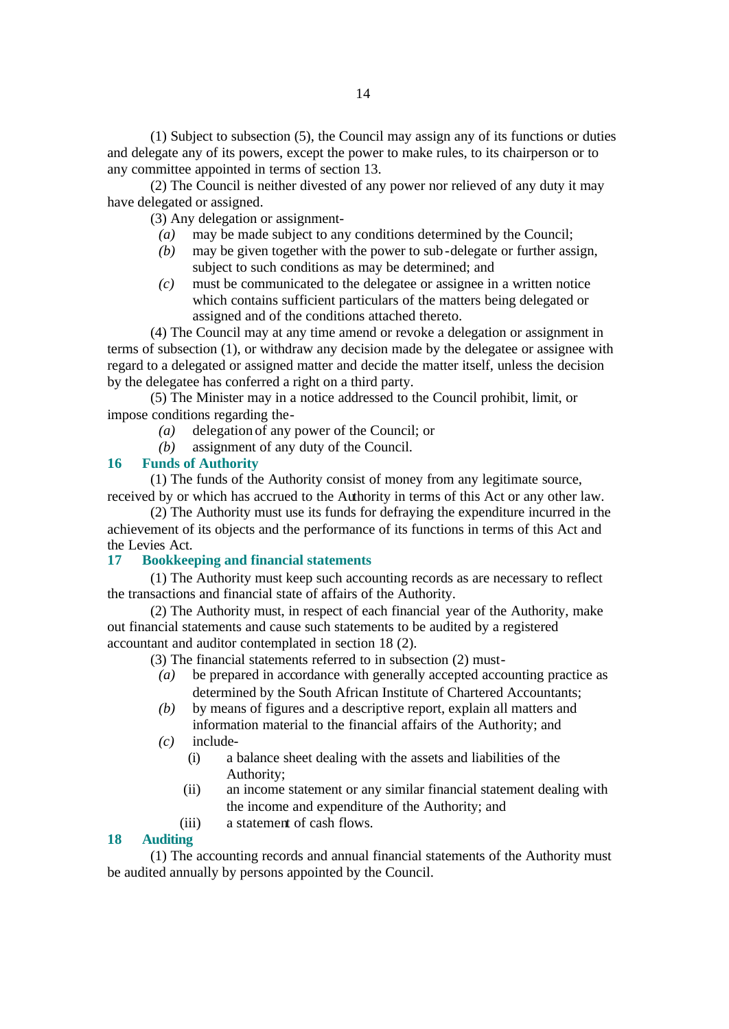(1) Subject to subsection (5), the Council may assign any of its functions or duties and delegate any of its powers, except the power to make rules, to its chairperson or to any committee appointed in terms of section 13.

(2) The Council is neither divested of any power nor relieved of any duty it may have delegated or assigned.

(3) Any delegation or assignment-

*(a)* may be made subject to any conditions determined by the Council;

*(b)* may be given together with the power to sub-delegate or further assign, subject to such conditions as may be determined; and

*(c)* must be communicated to the delegatee or assignee in a written notice which contains sufficient particulars of the matters being delegated or assigned and of the conditions attached thereto.

(4) The Council may at any time amend or revoke a delegation or assignment in terms of subsection (1), or withdraw any decision made by the delegatee or assignee with regard to a delegated or assigned matter and decide the matter itself, unless the decision by the delegatee has conferred a right on a third party.

(5) The Minister may in a notice addressed to the Council prohibit, limit, or impose conditions regarding the-

*(a)* delegation of any power of the Council; or

*(b)* assignment of any duty of the Council.

## 16 Funds of Authority

(1) The funds of the Authority consist of money from any legitimate source, received by or which has accrued to the Authority in terms of this Act or any other law.

(2) The Authority must use its funds for defraying the expenditure incurred in the achievement of its objects and the performance of its functions in terms of this Act and the Levies Act.

## 17 Bookkeeping and financial statements

(1) The Authority must keep such accounting records as are necessary to reflect the transactions and financial state of affairs of the Authority.

(2) The Authority must, in respect of each financial year of the Authority, make out financial statements and cause such statements to be audited by a registered accountant and auditor contemplated in section 18 (2).

(3) The financial statements referred to in subsection (2) must-

*(a)* be prepared in accordance with generally accepted accounting practice as determined by the South African Institute of Chartered Accountants;

*(b)* by means of figures and a descriptive report, explain all matters and information material to the financial affairs of the Authority; and

*(c)* include-

(i) a balance sheet dealing with the assets and liabilities of the Authority;

(ii) an income statement or any similar financial statement dealing with the income and expenditure of the Authority; and

(iii) a statement of cash flows.

## 18 Auditing

(1) The accounting records and annual financial statements of the Authority must be audited annually by persons appointed by the Council.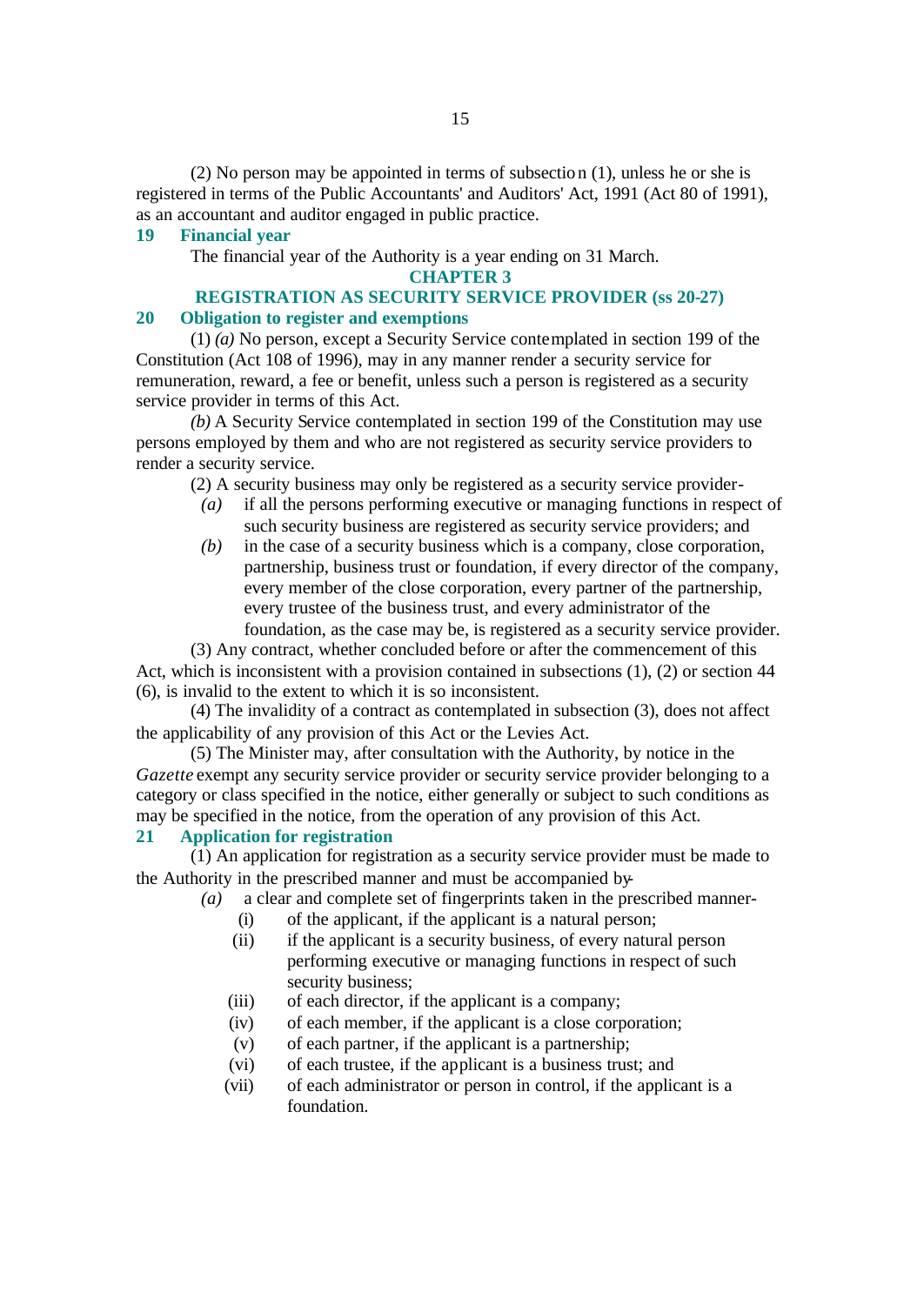(2) No person may be appointed in terms of subsection (1), unless he or she is registered in terms of the Public Accountants' and Auditors' Act, 1991 (Act 80 of 1991), as an accountant and auditor engaged in public practice.

### 19 Financial year

The financial year of the Authority is a year ending on 31 March.

## CHAPTER 3

## REGISTRATION AS SECURITY SERVICE PROVIDER (ss 20-27)

### 20 Obligation to register and exemptions

(1) *(a)* No person, except a Security Service contemplated in section 199 of the Constitution (Act 108 of 1996), may in any manner render a security service for remuneration, reward, a fee or benefit, unless such a person is registered as a security service provider in terms of this Act.

*(b)* A Security Service contemplated in section 199 of the Constitution may use persons employed by them and who are not registered as security service providers to render a security service.

(2) A security business may only be registered as a security service provider-

*(a)* if all the persons performing executive or managing functions in respect of such security business are registered as security service providers; and

*(b)* in the case of a security business which is a company, close corporation, partnership, business trust or foundation, if every director of the company, every member of the close corporation, every partner of the partnership, every trustee of the business trust, and every administrator of the foundation, as the case may be, is registered as a security service provider.

(3) Any contract, whether concluded before or after the commencement of this Act, which is inconsistent with a provision contained in subsections (1), (2) or section 44 (6), is invalid to the extent to which it is so inconsistent.

(4) The invalidity of a contract as contemplated in subsection (3), does not affect the applicability of any provision of this Act or the Levies Act.

(5) The Minister may, after consultation with the Authority, by notice in the *Gazette* exempt any security service provider or security service provider belonging to a category or class specified in the notice, either generally or subject to such conditions as may be specified in the notice, from the operation of any provision of this Act.

### 21 Application for registration

(1) An application for registration as a security service provider must be made to the Authority in the prescribed manner and must be accompanied by-

*(a)* a clear and complete set of fingerprints taken in the prescribed manner-

(i) of the applicant, if the applicant is a natural person;

(ii) if the applicant is a security business, of every natural person performing executive or managing functions in respect of such security business;

(iii) of each director, if the applicant is a company;

(iv) of each member, if the applicant is a close corporation;

(v) of each partner, if the applicant is a partnership;

(vi) of each trustee, if the applicant is a business trust; and

(vii) of each administrator or person in control, if the applicant is a foundation.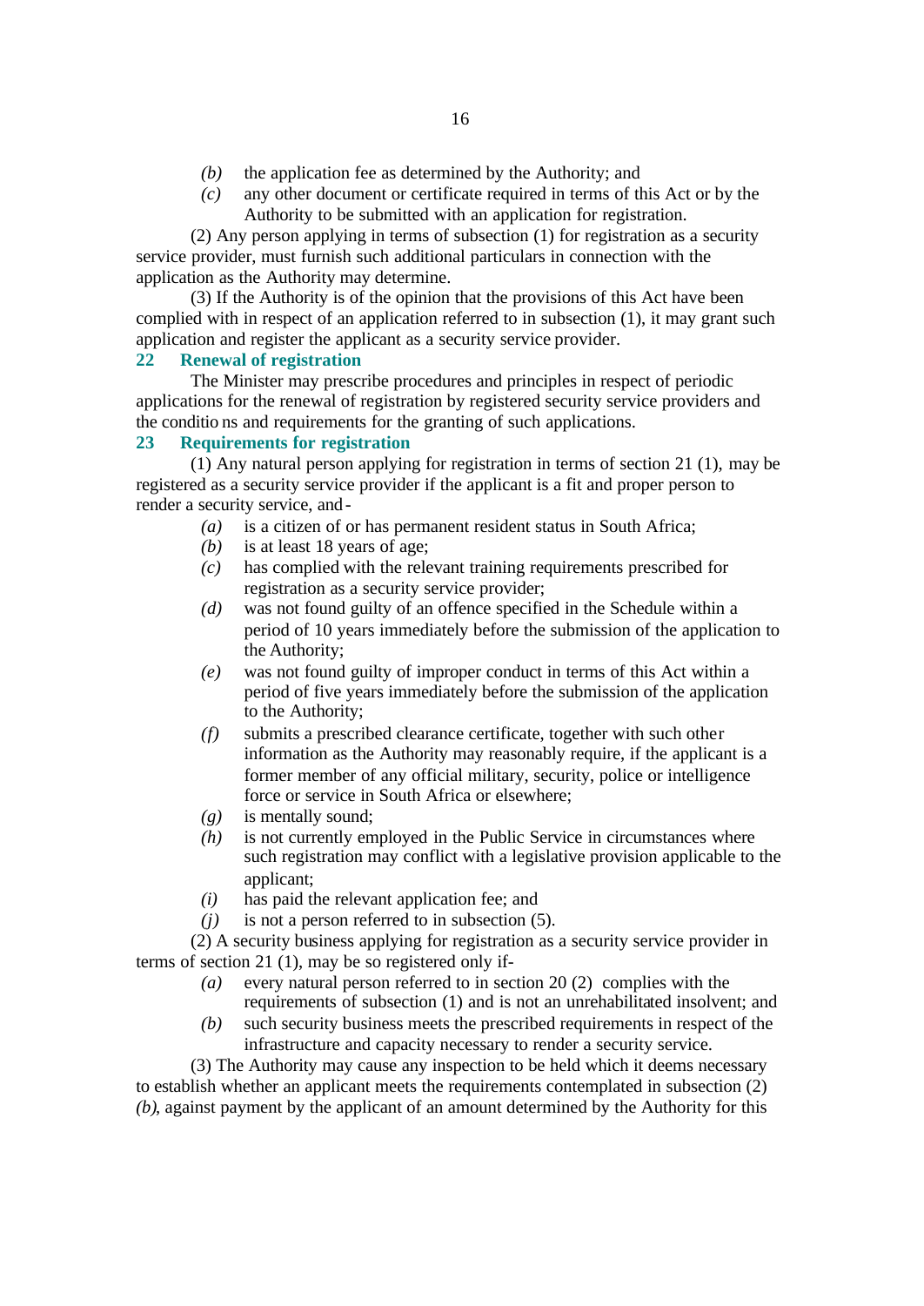*(b)* the application fee as determined by the Authority; and

*(c)* any other document or certificate required in terms of this Act or by the Authority to be submitted with an application for registration.

(2) Any person applying in terms of subsection (1) for registration as a security service provider, must furnish such additional particulars in connection with the application as the Authority may determine.

(3) If the Authority is of the opinion that the provisions of this Act have been complied with in respect of an application referred to in subsection (1), it may grant such application and register the applicant as a security service provider.

## 22 Renewal of registration

The Minister may prescribe procedures and principles in respect of periodic applications for the renewal of registration by registered security service providers and the conditions and requirements for the granting of such applications.

## 23 Requirements for registration

(1) Any natural person applying for registration in terms of section 21 (1), may be registered as a security service provider if the applicant is a fit and proper person to render a security service, and-

*(a)* is a citizen of or has permanent resident status in South Africa;

*(b)* is at least 18 years of age;

*(c)* has complied with the relevant training requirements prescribed for registration as a security service provider;

*(d)* was not found guilty of an offence specified in the Schedule within a period of 10 years immediately before the submission of the application to the Authority;

*(e)* was not found guilty of improper conduct in terms of this Act within a period of five years immediately before the submission of the application to the Authority;

*(f)* submits a prescribed clearance certificate, together with such other information as the Authority may reasonably require, if the applicant is a former member of any official military, security, police or intelligence force or service in South Africa or elsewhere;

*(g)* is mentally sound;

*(h)* is not currently employed in the Public Service in circumstances where such registration may conflict with a legislative provision applicable to the applicant;

*(i)* has paid the relevant application fee; and

*(j)* is not a person referred to in subsection (5).

(2) A security business applying for registration as a security service provider in terms of section 21 (1), may be so registered only if-

*(a)* every natural person referred to in section 20 (2) complies with the requirements of subsection (1) and is not an unrehabilitated insolvent; and

*(b)* such security business meets the prescribed requirements in respect of the infrastructure and capacity necessary to render a security service.

(3) The Authority may cause any inspection to be held which it deems necessary to establish whether an applicant meets the requirements contemplated in subsection (2) *(b)*, against payment by the applicant of an amount determined by the Authority for this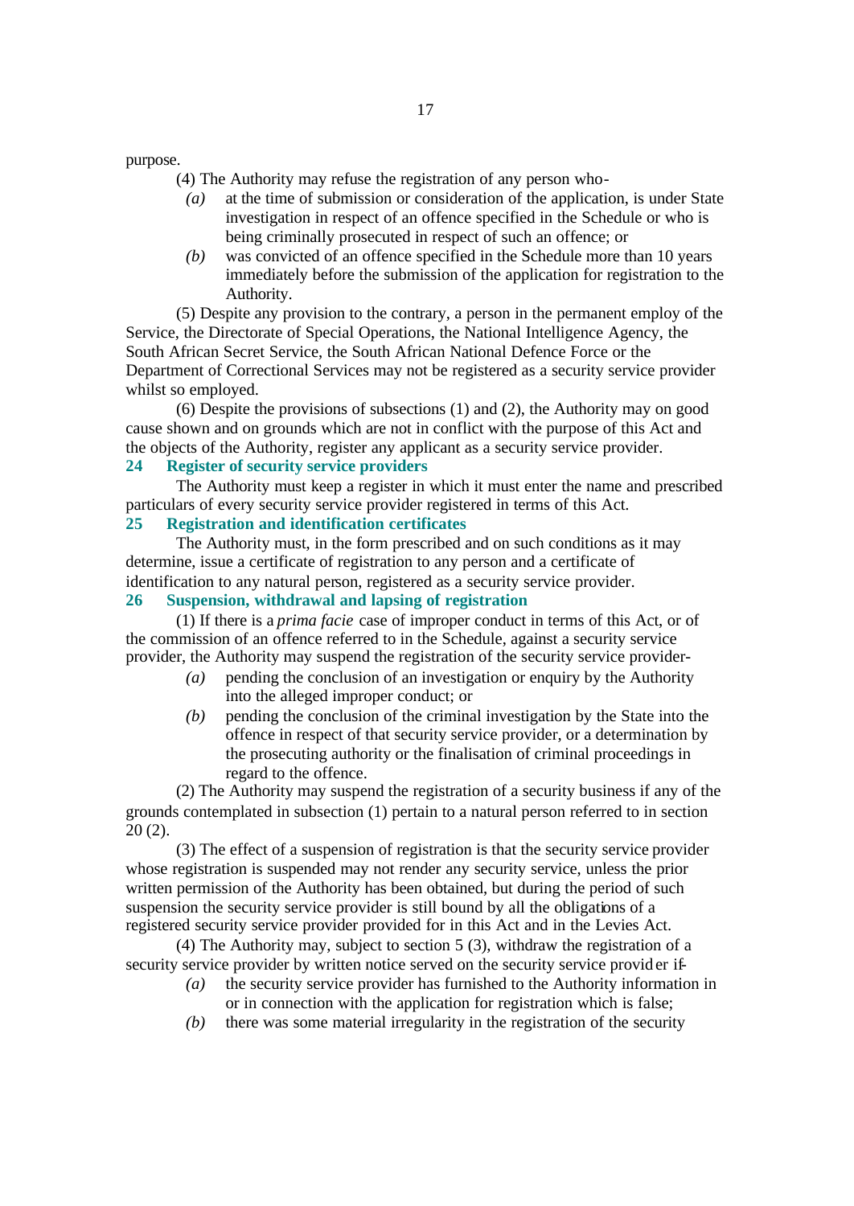purpose.

(4) The Authority may refuse the registration of any person who-

*(a)* at the time of submission or consideration of the application, is under State investigation in respect of an offence specified in the Schedule or who is being criminally prosecuted in respect of such an offence; or

*(b)* was convicted of an offence specified in the Schedule more than 10 years immediately before the submission of the application for registration to the Authority.

(5) Despite any provision to the contrary, a person in the permanent employ of the Service, the Directorate of Special Operations, the National Intelligence Agency, the South African Secret Service, the South African National Defence Force or the Department of Correctional Services may not be registered as a security service provider whilst so employed.

(6) Despite the provisions of subsections (1) and (2), the Authority may on good cause shown and on grounds which are not in conflict with the purpose of this Act and the objects of the Authority, register any applicant as a security service provider.

## 24 Register of security service providers

The Authority must keep a register in which it must enter the name and prescribed particulars of every security service provider registered in terms of this Act.

## 25 Registration and identification certificates

The Authority must, in the form prescribed and on such conditions as it may determine, issue a certificate of registration to any person and a certificate of identification to any natural person, registered as a security service provider.

## 26 Suspension, withdrawal and lapsing of registration

(1) If there is a *prima facie* case of improper conduct in terms of this Act, or of the commission of an offence referred to in the Schedule, against a security service provider, the Authority may suspend the registration of the security service provider-

*(a)* pending the conclusion of an investigation or enquiry by the Authority into the alleged improper conduct; or

*(b)* pending the conclusion of the criminal investigation by the State into the offence in respect of that security service provider, or a determination by the prosecuting authority or the finalisation of criminal proceedings in regard to the offence.

(2) The Authority may suspend the registration of a security business if any of the grounds contemplated in subsection (1) pertain to a natural person referred to in section 20 (2).

(3) The effect of a suspension of registration is that the security service provider whose registration is suspended may not render any security service, unless the prior written permission of the Authority has been obtained, but during the period of such suspension the security service provider is still bound by all the obligations of a registered security service provider provided for in this Act and in the Levies Act.

(4) The Authority may, subject to section 5 (3), withdraw the registration of a security service provider by written notice served on the security service provider if-

*(a)* the security service provider has furnished to the Authority information in or in connection with the application for registration which is false;

*(b)* there was some material irregularity in the registration of the security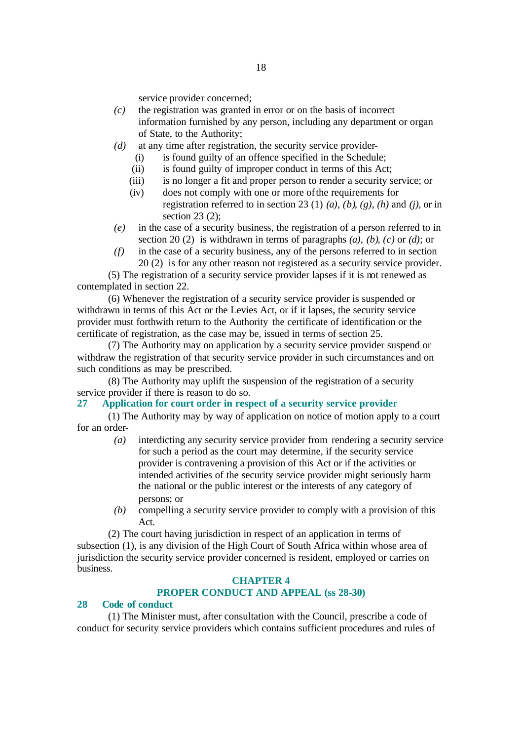service provider concerned;

*(c)* the registration was granted in error or on the basis of incorrect information furnished by any person, including any department or organ of State, to the Authority;

*(d)* at any time after registration, the security service provider-

(i) is found guilty of an offence specified in the Schedule;

(ii) is found guilty of improper conduct in terms of this Act;

(iii) is no longer a fit and proper person to render a security service; or

(iv) does not comply with one or more of the requirements for registration referred to in section 23 (1) *(a)*, *(b)*, *(g)*, *(h)* and *(j)*, or in section 23 (2);

*(e)* in the case of a security business, the registration of a person referred to in section 20 (2) is withdrawn in terms of paragraphs *(a)*, *(b)*, *(c)* or *(d)*; or

*(f)* in the case of a security business, any of the persons referred to in section 20 (2) is for any other reason not registered as a security service provider.

(5) The registration of a security service provider lapses if it is not renewed as contemplated in section 22.

(6) Whenever the registration of a security service provider is suspended or withdrawn in terms of this Act or the Levies Act, or if it lapses, the security service provider must forthwith return to the Authority the certificate of identification or the certificate of registration, as the case may be, issued in terms of section 25.

(7) The Authority may on application by a security service provider suspend or withdraw the registration of that security service provider in such circumstances and on such conditions as may be prescribed.

(8) The Authority may uplift the suspension of the registration of a security service provider if there is reason to do so.

### 27 Application for court order in respect of a security service provider

(1) The Authority may by way of application on notice of motion apply to a court for an order-

*(a)* interdicting any security service provider from rendering a security service for such a period as the court may determine, if the security service provider is contravening a provision of this Act or if the activities or intended activities of the security service provider might seriously harm the national or the public interest or the interests of any category of persons; or

*(b)* compelling a security service provider to comply with a provision of this Act.

(2) The court having jurisdiction in respect of an application in terms of subsection (1), is any division of the High Court of South Africa within whose area of jurisdiction the security service provider concerned is resident, employed or carries on business.

## CHAPTER 4
## PROPER CONDUCT AND APPEAL (ss 28-30)

### 28 Code of conduct

(1) The Minister must, after consultation with the Council, prescribe a code of conduct for security service providers which contains sufficient procedures and rules of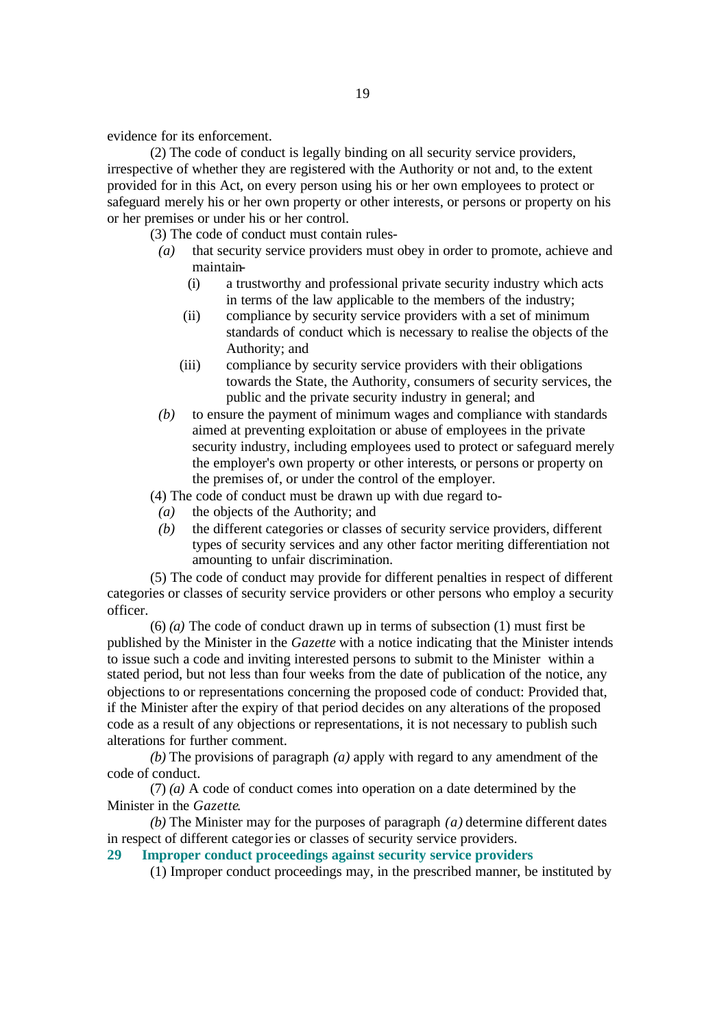evidence for its enforcement.

(2) The code of conduct is legally binding on all security service providers, irrespective of whether they are registered with the Authority or not and, to the extent provided for in this Act, on every person using his or her own employees to protect or safeguard merely his or her own property or other interests, or persons or property on his or her premises or under his or her control.

(3) The code of conduct must contain rules-

*(a)* that security service providers must obey in order to promote, achieve and maintain-

(i) a trustworthy and professional private security industry which acts in terms of the law applicable to the members of the industry;

(ii) compliance by security service providers with a set of minimum standards of conduct which is necessary to realise the objects of the Authority; and

(iii) compliance by security service providers with their obligations towards the State, the Authority, consumers of security services, the public and the private security industry in general; and

*(b)* to ensure the payment of minimum wages and compliance with standards aimed at preventing exploitation or abuse of employees in the private security industry, including employees used to protect or safeguard merely the employer's own property or other interests, or persons or property on the premises of, or under the control of the employer.

(4) The code of conduct must be drawn up with due regard to-

*(a)* the objects of the Authority; and

*(b)* the different categories or classes of security service providers, different types of security services and any other factor meriting differentiation not amounting to unfair discrimination.

(5) The code of conduct may provide for different penalties in respect of different categories or classes of security service providers or other persons who employ a security officer.

(6) *(a)* The code of conduct drawn up in terms of subsection (1) must first be published by the Minister in the *Gazette* with a notice indicating that the Minister intends to issue such a code and inviting interested persons to submit to the Minister within a stated period, but not less than four weeks from the date of publication of the notice, any objections to or representations concerning the proposed code of conduct: Provided that, if the Minister after the expiry of that period decides on any alterations of the proposed code as a result of any objections or representations, it is not necessary to publish such alterations for further comment.

*(b)* The provisions of paragraph *(a)* apply with regard to any amendment of the code of conduct.

(7) *(a)* A code of conduct comes into operation on a date determined by the Minister in the *Gazette*.

*(b)* The Minister may for the purposes of paragraph *(a)* determine different dates in respect of different categories or classes of security service providers.

**29 Improper conduct proceedings against security service providers**

(1) Improper conduct proceedings may, in the prescribed manner, be instituted by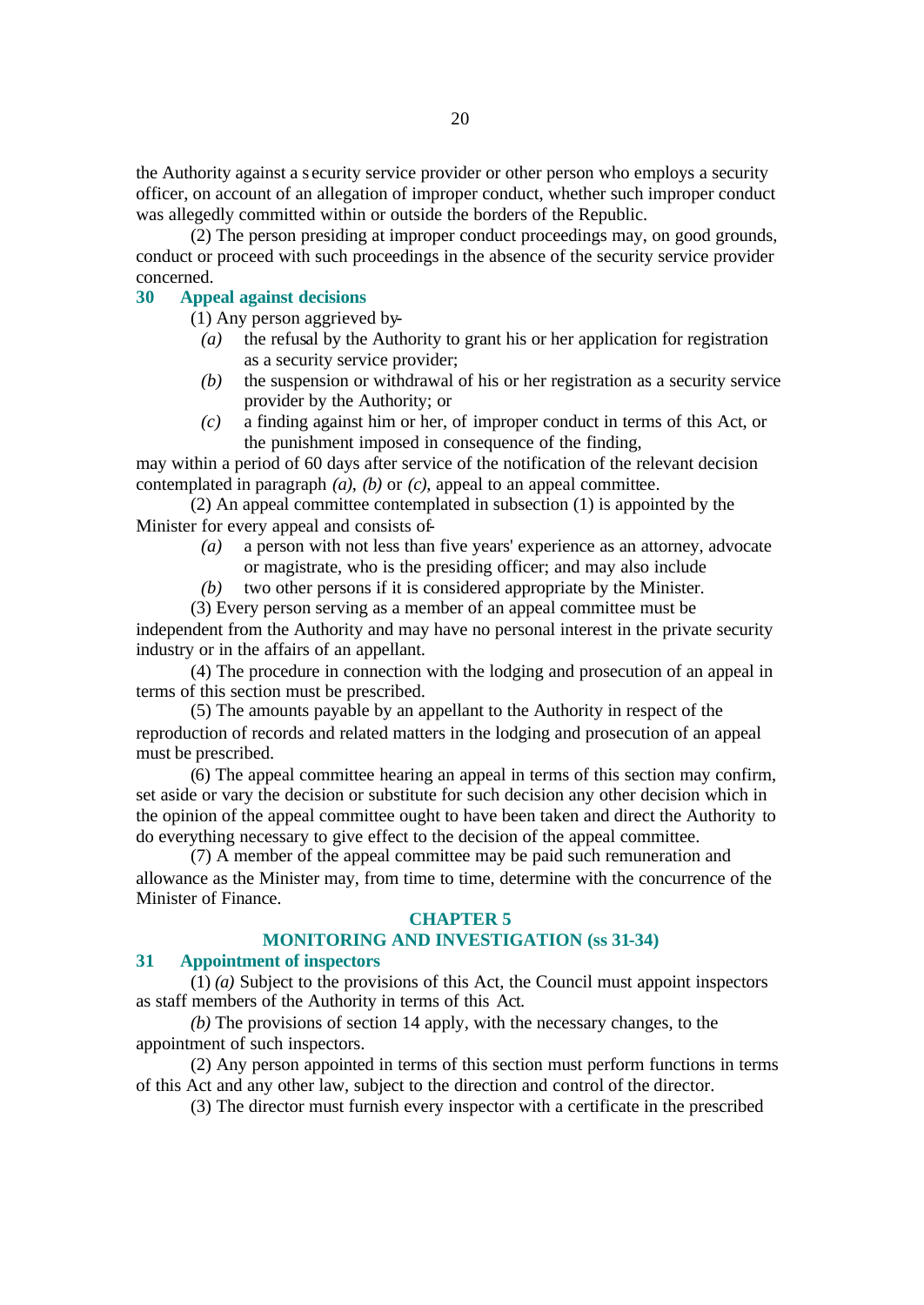the Authority against a security service provider or other person who employs a security officer, on account of an allegation of improper conduct, whether such improper conduct was allegedly committed within or outside the borders of the Republic.

(2) The person presiding at improper conduct proceedings may, on good grounds, conduct or proceed with such proceedings in the absence of the security service provider concerned.

### 30 Appeal against decisions

(1) Any person aggrieved by-

*(a)* the refusal by the Authority to grant his or her application for registration as a security service provider;

*(b)* the suspension or withdrawal of his or her registration as a security service provider by the Authority; or

*(c)* a finding against him or her, of improper conduct in terms of this Act, or the punishment imposed in consequence of the finding,

may within a period of 60 days after service of the notification of the relevant decision contemplated in paragraph *(a)*, *(b)* or *(c)*, appeal to an appeal committee.

(2) An appeal committee contemplated in subsection (1) is appointed by the Minister for every appeal and consists of-

*(a)* a person with not less than five years' experience as an attorney, advocate or magistrate, who is the presiding officer; and may also include

*(b)* two other persons if it is considered appropriate by the Minister.

(3) Every person serving as a member of an appeal committee must be independent from the Authority and may have no personal interest in the private security industry or in the affairs of an appellant.

(4) The procedure in connection with the lodging and prosecution of an appeal in terms of this section must be prescribed.

(5) The amounts payable by an appellant to the Authority in respect of the reproduction of records and related matters in the lodging and prosecution of an appeal must be prescribed.

(6) The appeal committee hearing an appeal in terms of this section may confirm, set aside or vary the decision or substitute for such decision any other decision which in the opinion of the appeal committee ought to have been taken and direct the Authority to do everything necessary to give effect to the decision of the appeal committee.

(7) A member of the appeal committee may be paid such remuneration and allowance as the Minister may, from time to time, determine with the concurrence of the Minister of Finance.

## CHAPTER 5
## MONITORING AND INVESTIGATION (ss 31-34)

### 31 Appointment of inspectors

(1) *(a)* Subject to the provisions of this Act, the Council must appoint inspectors as staff members of the Authority in terms of this Act.

*(b)* The provisions of section 14 apply, with the necessary changes, to the appointment of such inspectors.

(2) Any person appointed in terms of this section must perform functions in terms of this Act and any other law, subject to the direction and control of the director.

(3) The director must furnish every inspector with a certificate in the prescribed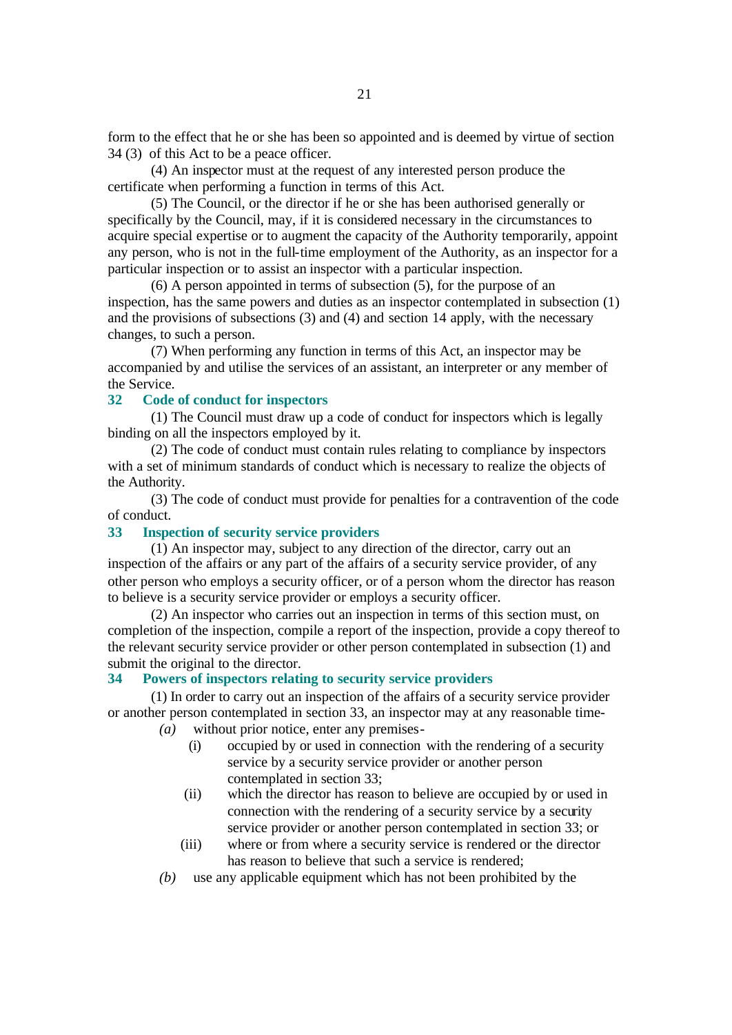form to the effect that he or she has been so appointed and is deemed by virtue of section 34 (3) of this Act to be a peace officer.

(4) An inspector must at the request of any interested person produce the certificate when performing a function in terms of this Act.

(5) The Council, or the director if he or she has been authorised generally or specifically by the Council, may, if it is considered necessary in the circumstances to acquire special expertise or to augment the capacity of the Authority temporarily, appoint any person, who is not in the full-time employment of the Authority, as an inspector for a particular inspection or to assist an inspector with a particular inspection.

(6) A person appointed in terms of subsection (5), for the purpose of an inspection, has the same powers and duties as an inspector contemplated in subsection (1) and the provisions of subsections (3) and (4) and section 14 apply, with the necessary changes, to such a person.

(7) When performing any function in terms of this Act, an inspector may be accompanied by and utilise the services of an assistant, an interpreter or any member of the Service.

### 32 Code of conduct for inspectors

(1) The Council must draw up a code of conduct for inspectors which is legally binding on all the inspectors employed by it.

(2) The code of conduct must contain rules relating to compliance by inspectors with a set of minimum standards of conduct which is necessary to realize the objects of the Authority.

(3) The code of conduct must provide for penalties for a contravention of the code of conduct.

### 33 Inspection of security service providers

(1) An inspector may, subject to any direction of the director, carry out an inspection of the affairs or any part of the affairs of a security service provider, of any other person who employs a security officer, or of a person whom the director has reason to believe is a security service provider or employs a security officer.

(2) An inspector who carries out an inspection in terms of this section must, on completion of the inspection, compile a report of the inspection, provide a copy thereof to the relevant security service provider or other person contemplated in subsection (1) and submit the original to the director.

### 34 Powers of inspectors relating to security service providers

(1) In order to carry out an inspection of the affairs of a security service provider or another person contemplated in section 33, an inspector may at any reasonable time-

*(a)* without prior notice, enter any premises-

(i) occupied by or used in connection with the rendering of a security service by a security service provider or another person contemplated in section 33;

(ii) which the director has reason to believe are occupied by or used in connection with the rendering of a security service by a security service provider or another person contemplated in section 33; or

(iii) where or from where a security service is rendered or the director has reason to believe that such a service is rendered;

*(b)* use any applicable equipment which has not been prohibited by the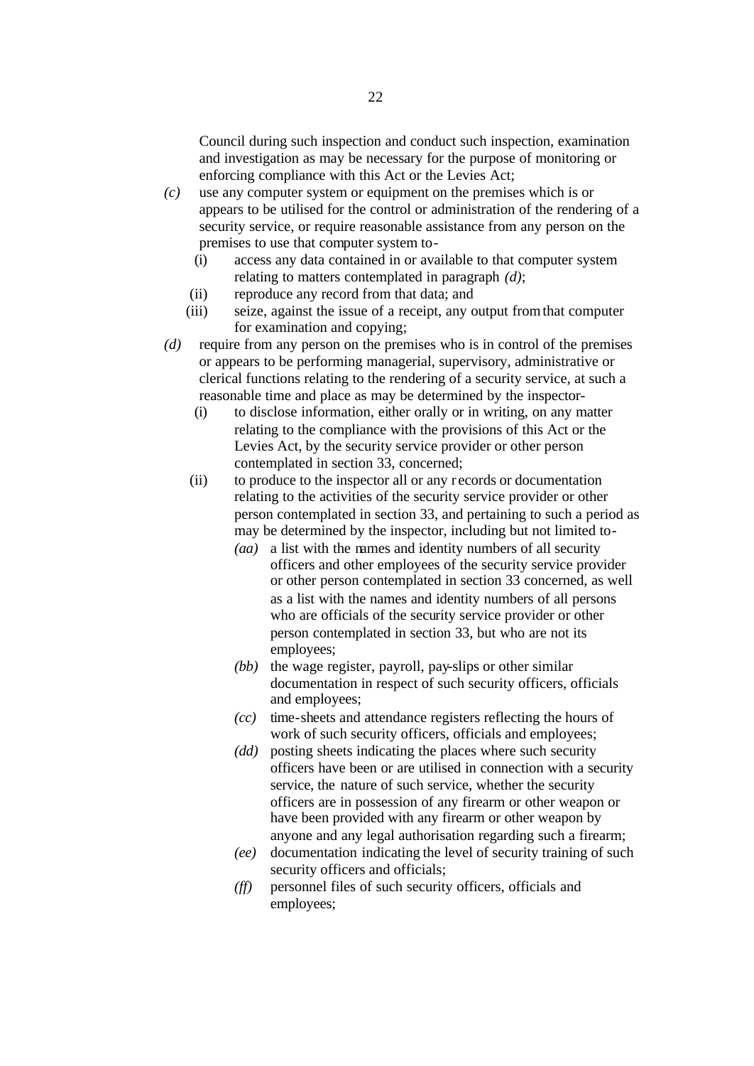Council during such inspection and conduct such inspection, examination and investigation as may be necessary for the purpose of monitoring or enforcing compliance with this Act or the Levies Act;

*(c)* use any computer system or equipment on the premises which is or appears to be utilised for the control or administration of the rendering of a security service, or require reasonable assistance from any person on the premises to use that computer system to-

   (i) access any data contained in or available to that computer system relating to matters contemplated in paragraph *(d)*;

   (ii) reproduce any record from that data; and

   (iii) seize, against the issue of a receipt, any output from that computer for examination and copying;

*(d)* require from any person on the premises who is in control of the premises or appears to be performing managerial, supervisory, administrative or clerical functions relating to the rendering of a security service, at such a reasonable time and place as may be determined by the inspector-

   (i) to disclose information, either orally or in writing, on any matter relating to the compliance with the provisions of this Act or the Levies Act, by the security service provider or other person contemplated in section 33, concerned;

   (ii) to produce to the inspector all or any records or documentation relating to the activities of the security service provider or other person contemplated in section 33, and pertaining to such a period as may be determined by the inspector, including but not limited to-

      *(aa)* a list with the names and identity numbers of all security officers and other employees of the security service provider or other person contemplated in section 33 concerned, as well as a list with the names and identity numbers of all persons who are officials of the security service provider or other person contemplated in section 33, but who are not its employees;

      *(bb)* the wage register, payroll, pay-slips or other similar documentation in respect of such security officers, officials and employees;

      *(cc)* time-sheets and attendance registers reflecting the hours of work of such security officers, officials and employees;

      *(dd)* posting sheets indicating the places where such security officers have been or are utilised in connection with a security service, the nature of such service, whether the security officers are in possession of any firearm or other weapon or have been provided with any firearm or other weapon by anyone and any legal authorisation regarding such a firearm;

      *(ee)* documentation indicating the level of security training of such security officers and officials;

      *(ff)* personnel files of such security officers, officials and employees;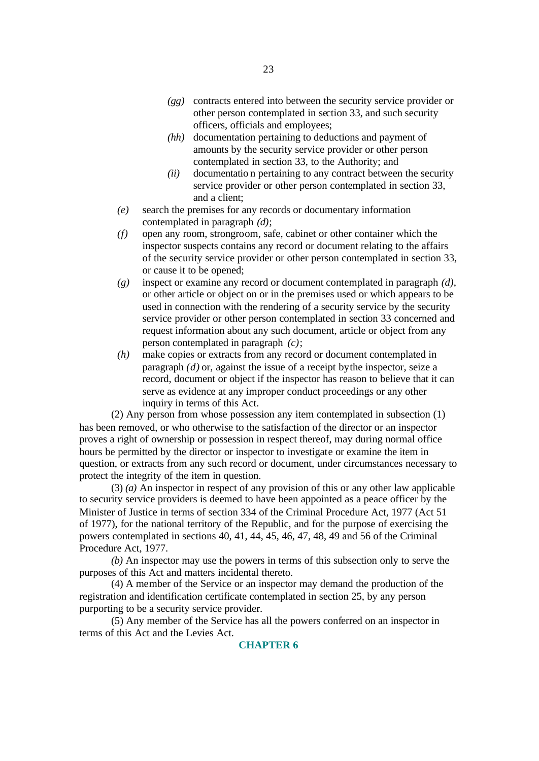- *(gg)* contracts entered into between the security service provider or other person contemplated in section 33, and such security officers, officials and employees;
- *(hh)* documentation pertaining to deductions and payment of amounts by the security service provider or other person contemplated in section 33, to the Authority; and
- *(ii)* documentatio n pertaining to any contract between the security service provider or other person contemplated in section 33, and a client;

*(e)* search the premises for any records or documentary information contemplated in paragraph *(d)*;

*(f)* open any room, strongroom, safe, cabinet or other container which the inspector suspects contains any record or document relating to the affairs of the security service provider or other person contemplated in section 33, or cause it to be opened;

*(g)* inspect or examine any record or document contemplated in paragraph *(d)*, or other article or object on or in the premises used or which appears to be used in connection with the rendering of a security service by the security service provider or other person contemplated in section 33 concerned and request information about any such document, article or object from any person contemplated in paragraph *(c)*;

*(h)* make copies or extracts from any record or document contemplated in paragraph *(d)* or, against the issue of a receipt bythe inspector, seize a record, document or object if the inspector has reason to believe that it can serve as evidence at any improper conduct proceedings or any other inquiry in terms of this Act.

(2) Any person from whose possession any item contemplated in subsection (1) has been removed, or who otherwise to the satisfaction of the director or an inspector proves a right of ownership or possession in respect thereof, may during normal office hours be permitted by the director or inspector to investigate or examine the item in question, or extracts from any such record or document, under circumstances necessary to protect the integrity of the item in question.

(3) *(a)* An inspector in respect of any provision of this or any other law applicable to security service providers is deemed to have been appointed as a peace officer by the Minister of Justice in terms of section 334 of the Criminal Procedure Act, 1977 (Act 51 of 1977), for the national territory of the Republic, and for the purpose of exercising the powers contemplated in sections 40, 41, 44, 45, 46, 47, 48, 49 and 56 of the Criminal Procedure Act, 1977.

*(b)* An inspector may use the powers in terms of this subsection only to serve the purposes of this Act and matters incidental thereto.

(4) A member of the Service or an inspector may demand the production of the registration and identification certificate contemplated in section 25, by any person purporting to be a security service provider.

(5) Any member of the Service has all the powers conferred on an inspector in terms of this Act and the Levies Act.

## CHAPTER 6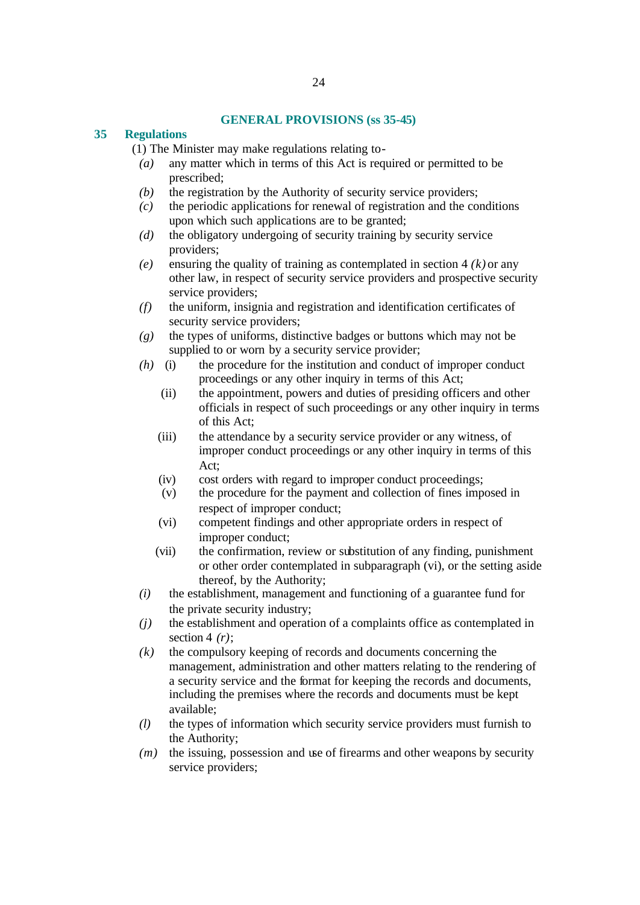## GENERAL PROVISIONS (ss 35-45)

### 35 Regulations

(1) The Minister may make regulations relating to-

*(a)* any matter which in terms of this Act is required or permitted to be prescribed;

*(b)* the registration by the Authority of security service providers;

*(c)* the periodic applications for renewal of registration and the conditions upon which such applications are to be granted;

*(d)* the obligatory undergoing of security training by security service providers;

*(e)* ensuring the quality of training as contemplated in section 4 *(k)* or any other law, in respect of security service providers and prospective security service providers;

*(f)* the uniform, insignia and registration and identification certificates of security service providers;

*(g)* the types of uniforms, distinctive badges or buttons which may not be supplied to or worn by a security service provider;

*(h)* (i) the procedure for the institution and conduct of improper conduct proceedings or any other inquiry in terms of this Act;

(ii) the appointment, powers and duties of presiding officers and other officials in respect of such proceedings or any other inquiry in terms of this Act;

(iii) the attendance by a security service provider or any witness, of improper conduct proceedings or any other inquiry in terms of this Act;

(iv) cost orders with regard to improper conduct proceedings;

(v) the procedure for the payment and collection of fines imposed in respect of improper conduct;

(vi) competent findings and other appropriate orders in respect of improper conduct;

(vii) the confirmation, review or substitution of any finding, punishment or other order contemplated in subparagraph (vi), or the setting aside thereof, by the Authority;

*(i)* the establishment, management and functioning of a guarantee fund for the private security industry;

*(j)* the establishment and operation of a complaints office as contemplated in section 4 *(r)*;

*(k)* the compulsory keeping of records and documents concerning the management, administration and other matters relating to the rendering of a security service and the format for keeping the records and documents, including the premises where the records and documents must be kept available;

*(l)* the types of information which security service providers must furnish to the Authority;

*(m)* the issuing, possession and use of firearms and other weapons by security service providers;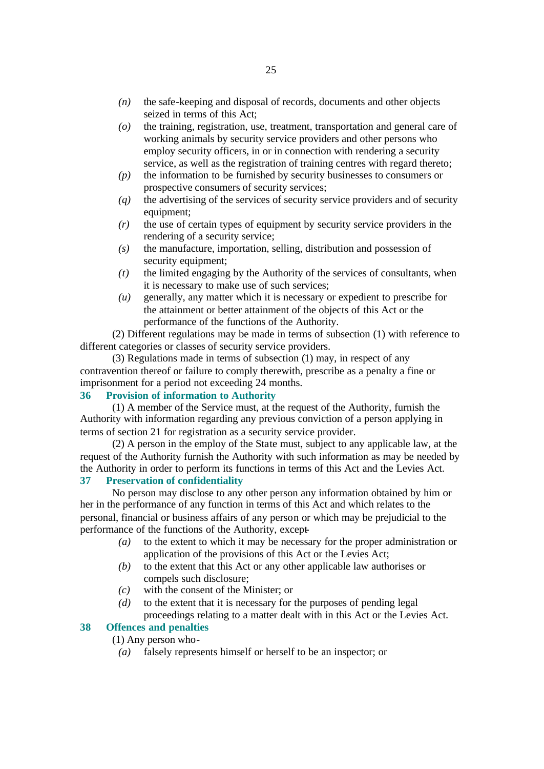*(n)* the safe-keeping and disposal of records, documents and other objects seized in terms of this Act;

*(o)* the training, registration, use, treatment, transportation and general care of working animals by security service providers and other persons who employ security officers, in or in connection with rendering a security service, as well as the registration of training centres with regard thereto;

*(p)* the information to be furnished by security businesses to consumers or prospective consumers of security services;

*(q)* the advertising of the services of security service providers and of security equipment;

*(r)* the use of certain types of equipment by security service providers in the rendering of a security service;

*(s)* the manufacture, importation, selling, distribution and possession of security equipment;

*(t)* the limited engaging by the Authority of the services of consultants, when it is necessary to make use of such services;

*(u)* generally, any matter which it is necessary or expedient to prescribe for the attainment or better attainment of the objects of this Act or the performance of the functions of the Authority.

(2) Different regulations may be made in terms of subsection (1) with reference to different categories or classes of security service providers.

(3) Regulations made in terms of subsection (1) may, in respect of any contravention thereof or failure to comply therewith, prescribe as a penalty a fine or imprisonment for a period not exceeding 24 months.

### 36 Provision of information to Authority

(1) A member of the Service must, at the request of the Authority, furnish the Authority with information regarding any previous conviction of a person applying in terms of section 21 for registration as a security service provider.

(2) A person in the employ of the State must, subject to any applicable law, at the request of the Authority furnish the Authority with such information as may be needed by the Authority in order to perform its functions in terms of this Act and the Levies Act.

### 37 Preservation of confidentiality

No person may disclose to any other person any information obtained by him or her in the performance of any function in terms of this Act and which relates to the personal, financial or business affairs of any person or which may be prejudicial to the performance of the functions of the Authority, except-

*(a)* to the extent to which it may be necessary for the proper administration or application of the provisions of this Act or the Levies Act;

*(b)* to the extent that this Act or any other applicable law authorises or compels such disclosure;

*(c)* with the consent of the Minister; or

*(d)* to the extent that it is necessary for the purposes of pending legal proceedings relating to a matter dealt with in this Act or the Levies Act.

### 38 Offences and penalties

(1) Any person who-

*(a)* falsely represents himself or herself to be an inspector; or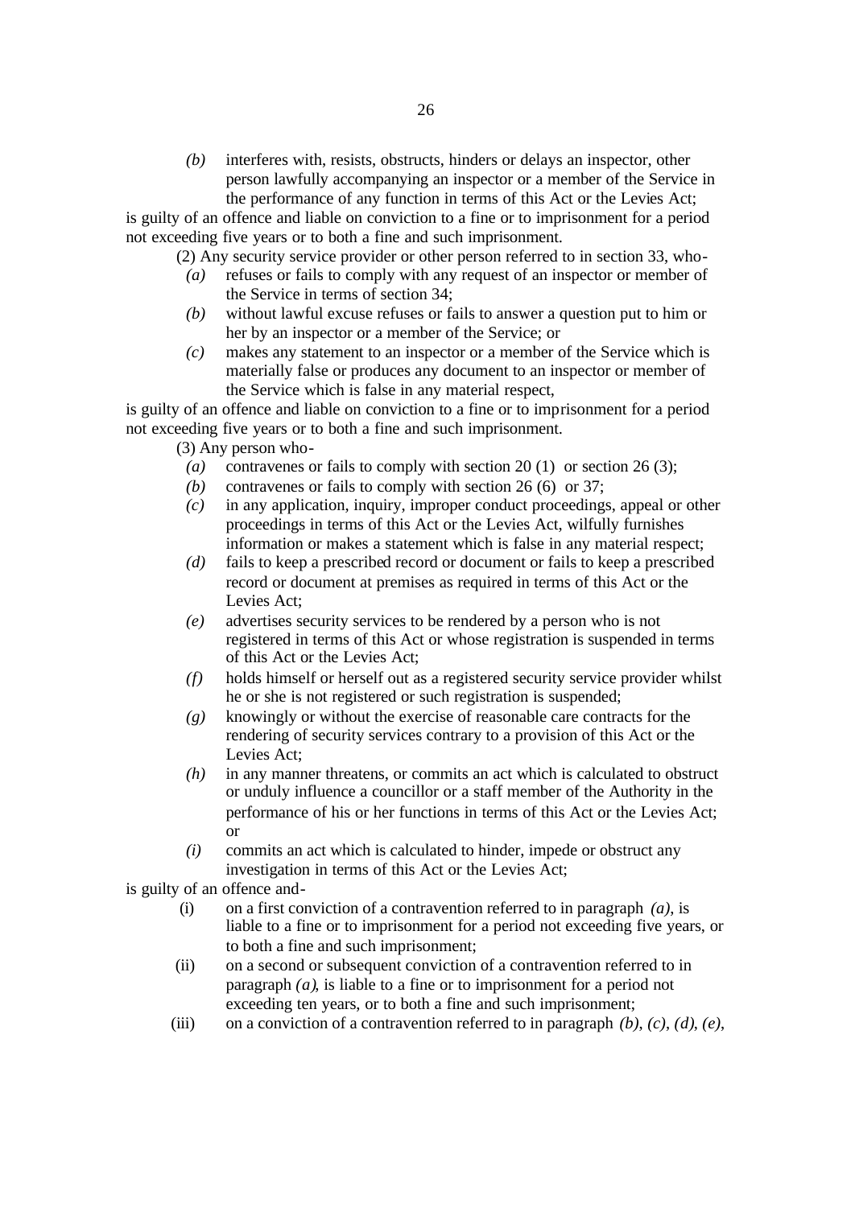*(b)* interferes with, resists, obstructs, hinders or delays an inspector, other person lawfully accompanying an inspector or a member of the Service in the performance of any function in terms of this Act or the Levies Act;

is guilty of an offence and liable on conviction to a fine or to imprisonment for a period not exceeding five years or to both a fine and such imprisonment.

(2) Any security service provider or other person referred to in section 33, who-

*(a)* refuses or fails to comply with any request of an inspector or member of the Service in terms of section 34;

*(b)* without lawful excuse refuses or fails to answer a question put to him or her by an inspector or a member of the Service; or

*(c)* makes any statement to an inspector or a member of the Service which is materially false or produces any document to an inspector or member of the Service which is false in any material respect,

is guilty of an offence and liable on conviction to a fine or to imprisonment for a period not exceeding five years or to both a fine and such imprisonment.

(3) Any person who-

*(a)* contravenes or fails to comply with section 20 (1) or section 26 (3);

*(b)* contravenes or fails to comply with section 26 (6) or 37;

*(c)* in any application, inquiry, improper conduct proceedings, appeal or other proceedings in terms of this Act or the Levies Act, wilfully furnishes information or makes a statement which is false in any material respect;

*(d)* fails to keep a prescribed record or document or fails to keep a prescribed record or document at premises as required in terms of this Act or the Levies Act;

*(e)* advertises security services to be rendered by a person who is not registered in terms of this Act or whose registration is suspended in terms of this Act or the Levies Act;

*(f)* holds himself or herself out as a registered security service provider whilst he or she is not registered or such registration is suspended;

*(g)* knowingly or without the exercise of reasonable care contracts for the rendering of security services contrary to a provision of this Act or the Levies Act;

*(h)* in any manner threatens, or commits an act which is calculated to obstruct or unduly influence a councillor or a staff member of the Authority in the performance of his or her functions in terms of this Act or the Levies Act; or

*(i)* commits an act which is calculated to hinder, impede or obstruct any investigation in terms of this Act or the Levies Act;

is guilty of an offence and-

(i) on a first conviction of a contravention referred to in paragraph *(a)*, is liable to a fine or to imprisonment for a period not exceeding five years, or to both a fine and such imprisonment;

(ii) on a second or subsequent conviction of a contravention referred to in paragraph *(a)*, is liable to a fine or to imprisonment for a period not exceeding ten years, or to both a fine and such imprisonment;

(iii) on a conviction of a contravention referred to in paragraph *(b)*, *(c)*, *(d)*, *(e)*,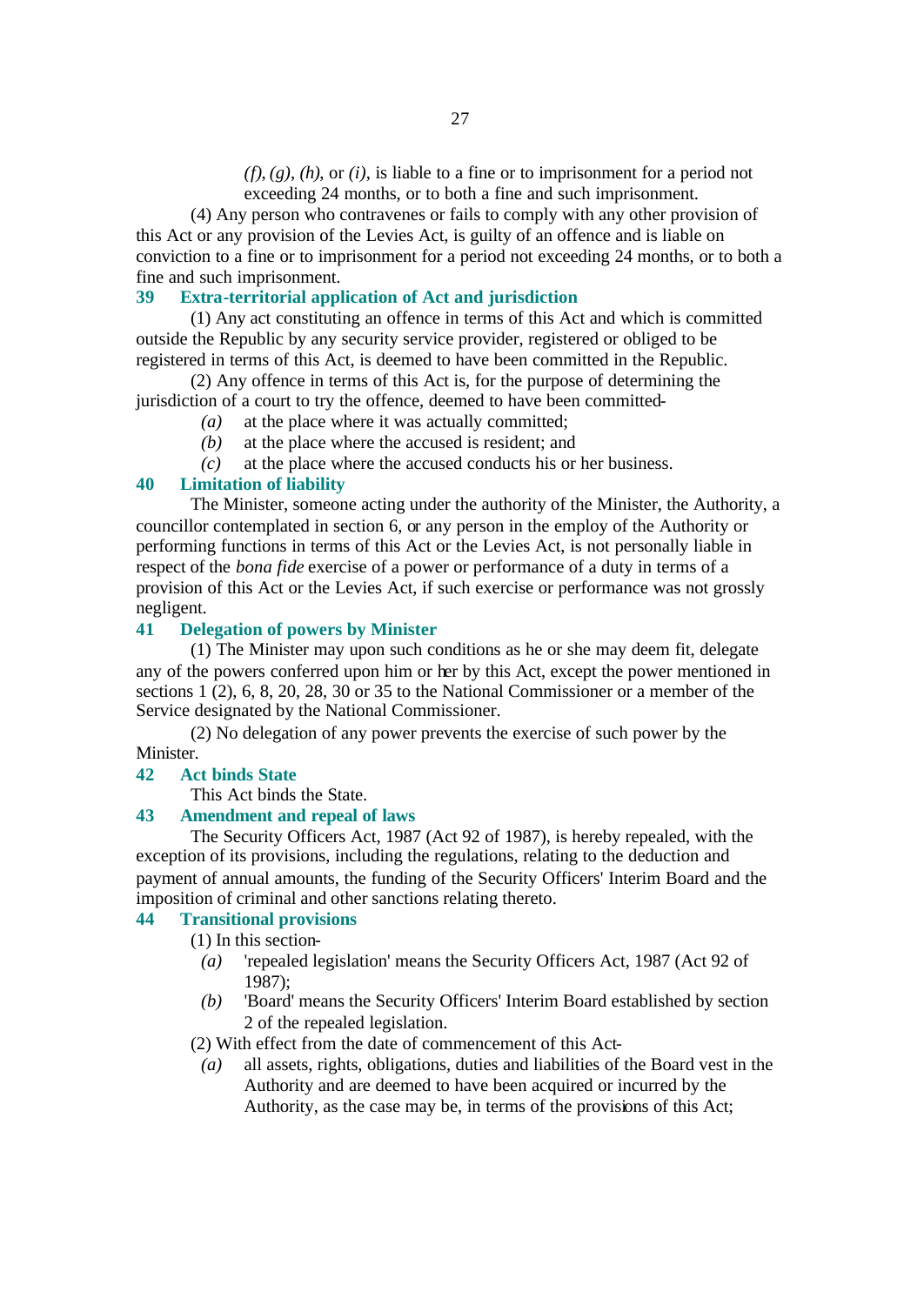*(f)*, *(g)*, *(h)*, or *(i)*, is liable to a fine or to imprisonment for a period not exceeding 24 months, or to both a fine and such imprisonment.

(4) Any person who contravenes or fails to comply with any other provision of this Act or any provision of the Levies Act, is guilty of an offence and is liable on conviction to a fine or to imprisonment for a period not exceeding 24 months, or to both a fine and such imprisonment.

### 39 Extra-territorial application of Act and jurisdiction

(1) Any act constituting an offence in terms of this Act and which is committed outside the Republic by any security service provider, registered or obliged to be registered in terms of this Act, is deemed to have been committed in the Republic.

(2) Any offence in terms of this Act is, for the purpose of determining the jurisdiction of a court to try the offence, deemed to have been committed-

*(a)* at the place where it was actually committed;

*(b)* at the place where the accused is resident; and

*(c)* at the place where the accused conducts his or her business.

### 40 Limitation of liability

The Minister, someone acting under the authority of the Minister, the Authority, a councillor contemplated in section 6, or any person in the employ of the Authority or performing functions in terms of this Act or the Levies Act, is not personally liable in respect of the *bona fide* exercise of a power or performance of a duty in terms of a provision of this Act or the Levies Act, if such exercise or performance was not grossly negligent.

### 41 Delegation of powers by Minister

(1) The Minister may upon such conditions as he or she may deem fit, delegate any of the powers conferred upon him or her by this Act, except the power mentioned in sections 1 (2), 6, 8, 20, 28, 30 or 35 to the National Commissioner or a member of the Service designated by the National Commissioner.

(2) No delegation of any power prevents the exercise of such power by the Minister.

### 42 Act binds State

This Act binds the State.

### 43 Amendment and repeal of laws

The Security Officers Act, 1987 (Act 92 of 1987), is hereby repealed, with the exception of its provisions, including the regulations, relating to the deduction and payment of annual amounts, the funding of the Security Officers' Interim Board and the imposition of criminal and other sanctions relating thereto.

### 44 Transitional provisions

(1) In this section-

*(a)* 'repealed legislation' means the Security Officers Act, 1987 (Act 92 of 1987);

*(b)* 'Board' means the Security Officers' Interim Board established by section 2 of the repealed legislation.

(2) With effect from the date of commencement of this Act-

*(a)* all assets, rights, obligations, duties and liabilities of the Board vest in the Authority and are deemed to have been acquired or incurred by the Authority, as the case may be, in terms of the provisions of this Act;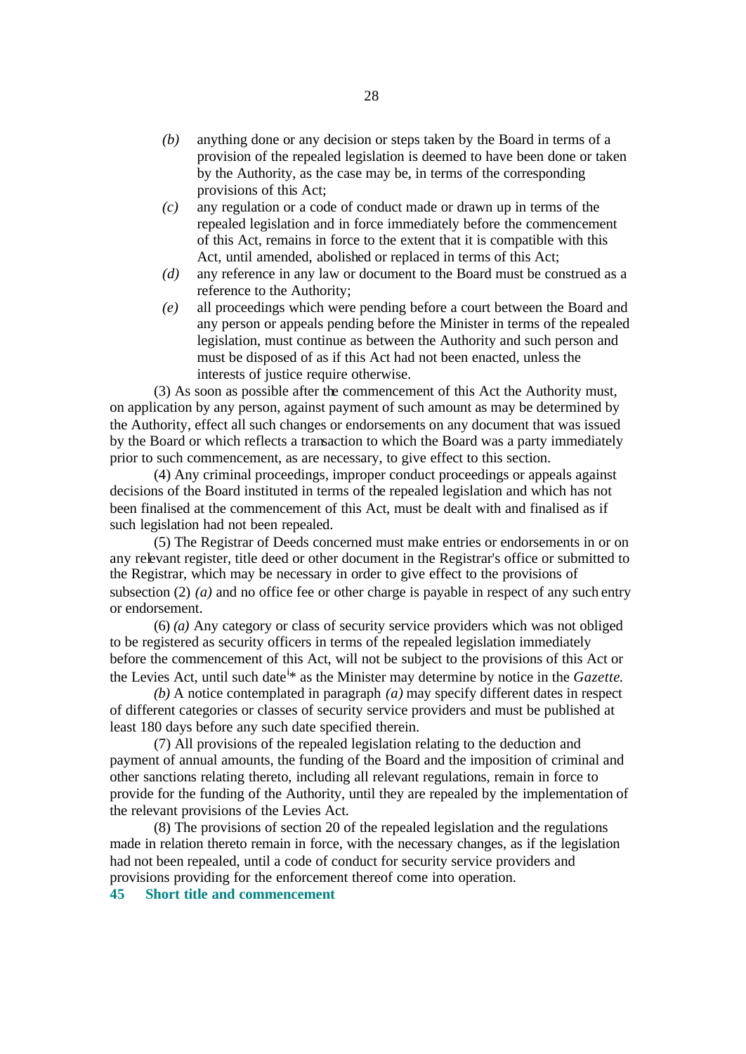*(b)* anything done or any decision or steps taken by the Board in terms of a provision of the repealed legislation is deemed to have been done or taken by the Authority, as the case may be, in terms of the corresponding provisions of this Act;

*(c)* any regulation or a code of conduct made or drawn up in terms of the repealed legislation and in force immediately before the commencement of this Act, remains in force to the extent that it is compatible with this Act, until amended, abolished or replaced in terms of this Act;

*(d)* any reference in any law or document to the Board must be construed as a reference to the Authority;

*(e)* all proceedings which were pending before a court between the Board and any person or appeals pending before the Minister in terms of the repealed legislation, must continue as between the Authority and such person and must be disposed of as if this Act had not been enacted, unless the interests of justice require otherwise.

(3) As soon as possible after the commencement of this Act the Authority must, on application by any person, against payment of such amount as may be determined by the Authority, effect all such changes or endorsements on any document that was issued by the Board or which reflects a transaction to which the Board was a party immediately prior to such commencement, as are necessary, to give effect to this section.

(4) Any criminal proceedings, improper conduct proceedings or appeals against decisions of the Board instituted in terms of the repealed legislation and which has not been finalised at the commencement of this Act, must be dealt with and finalised as if such legislation had not been repealed.

(5) The Registrar of Deeds concerned must make entries or endorsements in or on any relevant register, title deed or other document in the Registrar's office or submitted to the Registrar, which may be necessary in order to give effect to the provisions of subsection (2) *(a)* and no office fee or other charge is payable in respect of any such entry or endorsement.

(6) *(a)* Any category or class of security service providers which was not obliged to be registered as security officers in terms of the repealed legislation immediately before the commencement of this Act, will not be subject to the provisions of this Act or the Levies Act, until such date[i]* as the Minister may determine by notice in the *Gazette*.

*(b)* A notice contemplated in paragraph *(a)* may specify different dates in respect of different categories or classes of security service providers and must be published at least 180 days before any such date specified therein.

(7) All provisions of the repealed legislation relating to the deduction and payment of annual amounts, the funding of the Board and the imposition of criminal and other sanctions relating thereto, including all relevant regulations, remain in force to provide for the funding of the Authority, until they are repealed by the implementation of the relevant provisions of the Levies Act.

(8) The provisions of section 20 of the repealed legislation and the regulations made in relation thereto remain in force, with the necessary changes, as if the legislation had not been repealed, until a code of conduct for security service providers and provisions providing for the enforcement thereof come into operation.

**45 Short title and commencement**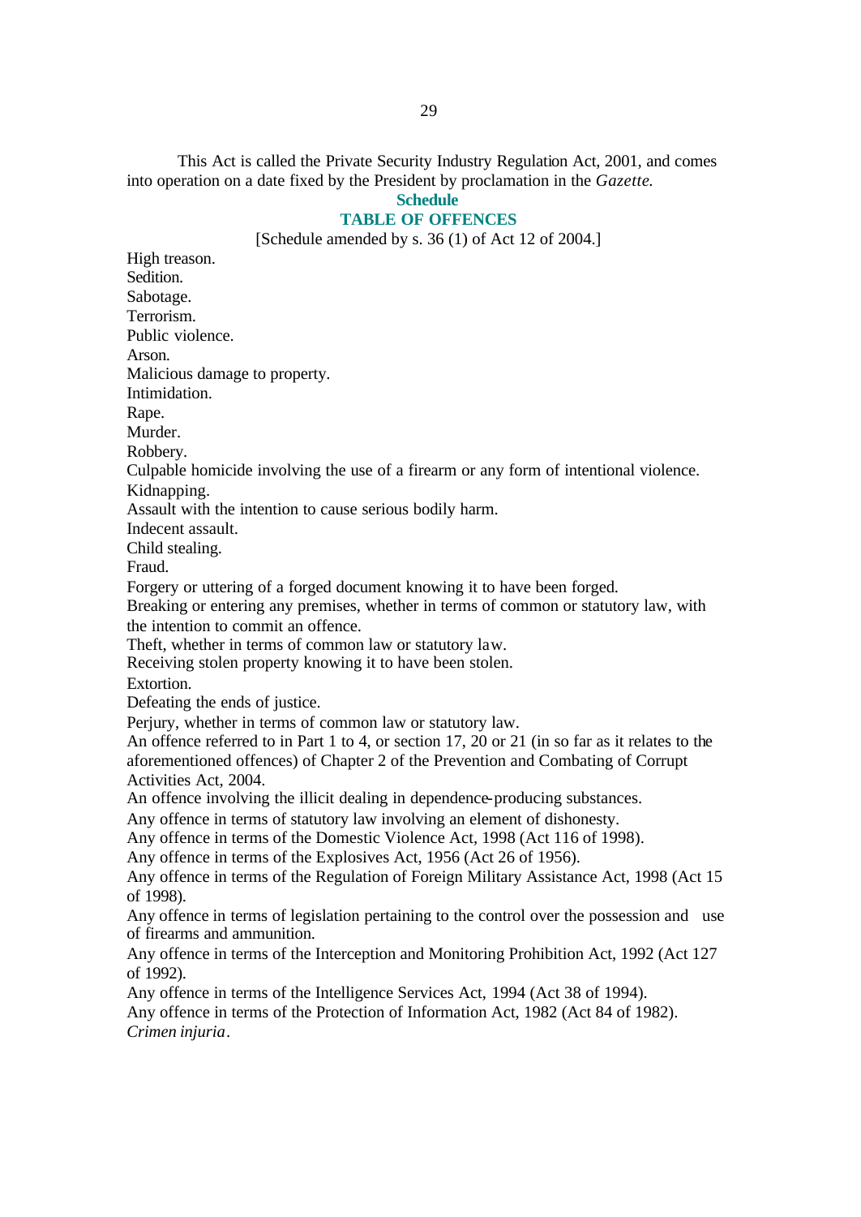This Act is called the Private Security Industry Regulation Act, 2001, and comes into operation on a date fixed by the President by proclamation in the *Gazette.*

## Schedule

## TABLE OF OFFENCES

[Schedule amended by s. 36 (1) of Act 12 of 2004.]

High treason.
Sedition.
Sabotage.
Terrorism.
Public violence.
Arson.
Malicious damage to property.
Intimidation.
Rape.
Murder.
Robbery.
Culpable homicide involving the use of a firearm or any form of intentional violence.
Kidnapping.
Assault with the intention to cause serious bodily harm.
Indecent assault.
Child stealing.
Fraud.
Forgery or uttering of a forged document knowing it to have been forged.
Breaking or entering any premises, whether in terms of common or statutory law, with the intention to commit an offence.
Theft, whether in terms of common law or statutory law.
Receiving stolen property knowing it to have been stolen.
Extortion.
Defeating the ends of justice.
Perjury, whether in terms of common law or statutory law.
An offence referred to in Part 1 to 4, or section 17, 20 or 21 (in so far as it relates to the aforementioned offences) of Chapter 2 of the Prevention and Combating of Corrupt Activities Act, 2004.
An offence involving the illicit dealing in dependence-producing substances.
Any offence in terms of statutory law involving an element of dishonesty.
Any offence in terms of the Domestic Violence Act, 1998 (Act 116 of 1998).
Any offence in terms of the Explosives Act, 1956 (Act 26 of 1956).
Any offence in terms of the Regulation of Foreign Military Assistance Act, 1998 (Act 15 of 1998).
Any offence in terms of legislation pertaining to the control over the possession and use of firearms and ammunition.
Any offence in terms of the Interception and Monitoring Prohibition Act, 1992 (Act 127 of 1992).
Any offence in terms of the Intelligence Services Act, 1994 (Act 38 of 1994).
Any offence in terms of the Protection of Information Act, 1982 (Act 84 of 1982).
*Crimen injuria*.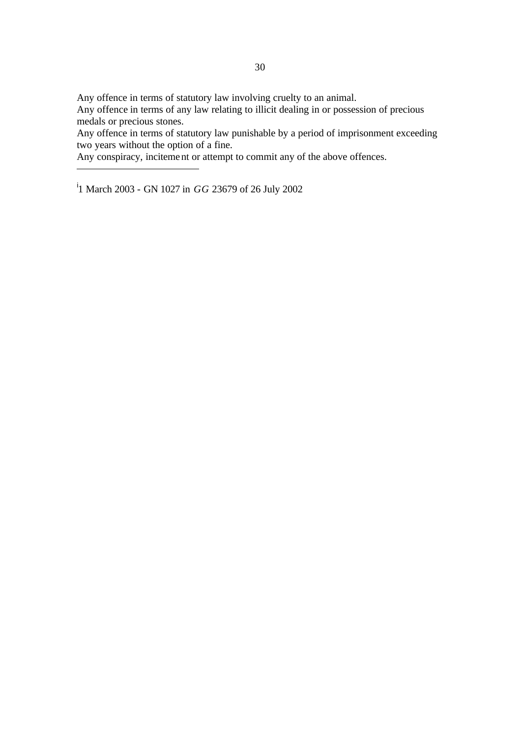Any offence in terms of statutory law involving cruelty to an animal.
Any offence in terms of any law relating to illicit dealing in or possession of precious medals or precious stones.
Any offence in terms of statutory law punishable by a period of imprisonment exceeding two years without the option of a fine.
Any conspiracy, incitement or attempt to commit any of the above offences.

---

[i] 1 March 2003 - GN 1027 in *GG* 23679 of 26 July 2002